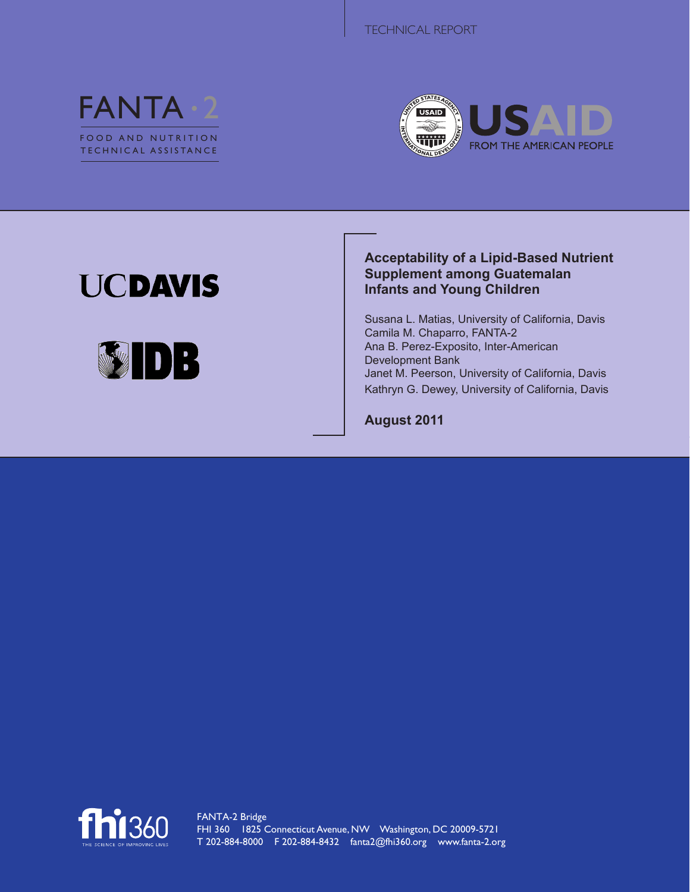TECHNICAL REPORT

FANTA · 2

FOOD AND NUTRITION TECHNICAL ASSISTANCE

USAID FROM THE AMERICAN PEOPLE

UC DAVIS

IDB

# Acceptability of a Lipid-Based Nutrient Supplement among Guatemalan Infants and Young Children

Susana L. Matias, University of California, Davis
Camila M. Chaparro, FANTA-2
Ana B. Perez-Exposito, Inter-American Development Bank
Janet M. Peerson, University of California, Davis
Kathryn G. Dewey, University of California, Davis

**August 2011**

fhi360 THE SCIENCE OF IMPROVING LIVES

FANTA-2 Bridge
FHI 360 1825 Connecticut Avenue, NW Washington, DC 20009-5721
T 202-884-8000 F 202-884-8432 fanta2@fhi360.org www.fanta-2.org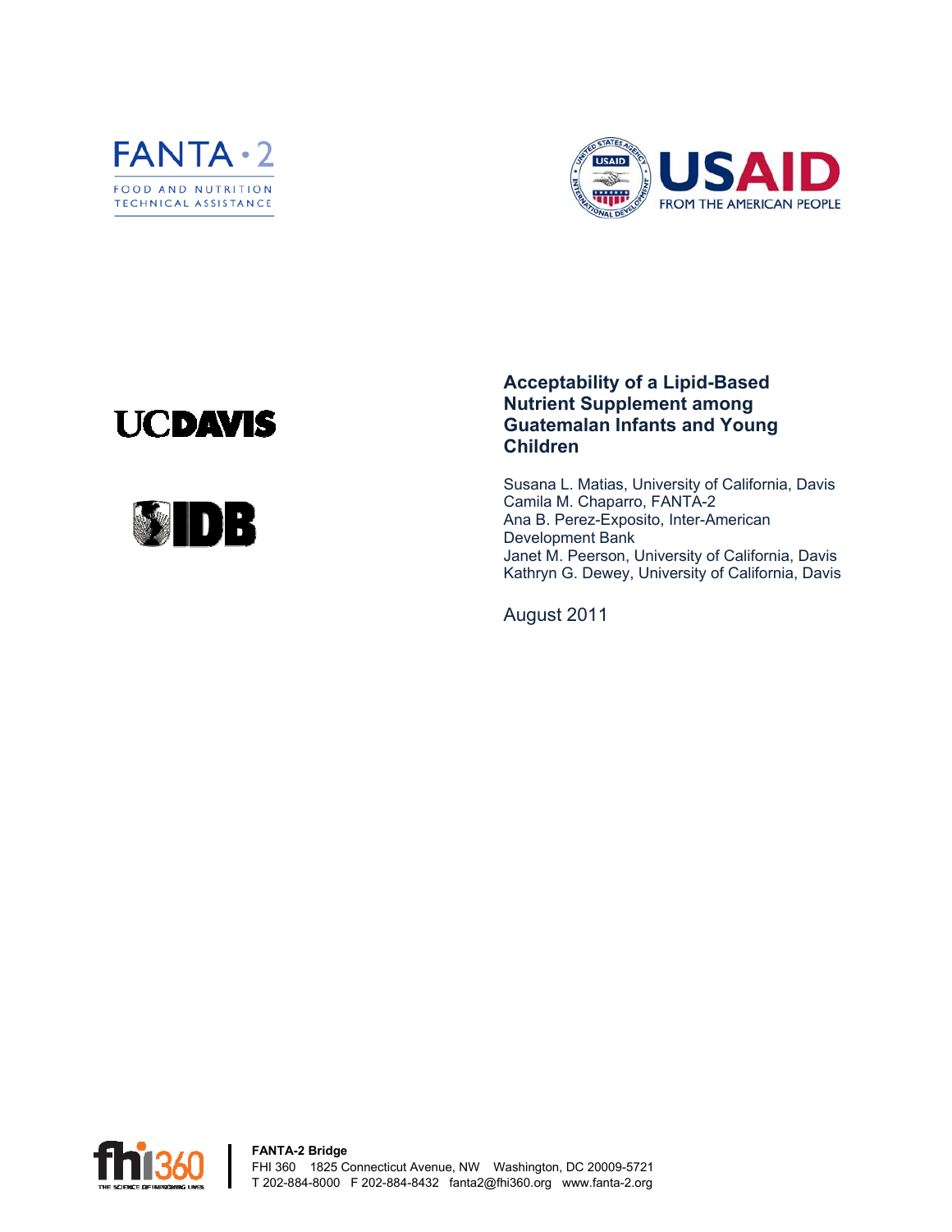FANTA·2

FOOD AND NUTRITION TECHNICAL ASSISTANCE

USAID FROM THE AMERICAN PEOPLE

UCDAVIS

IDB

# Acceptability of a Lipid-Based Nutrient Supplement among Guatemalan Infants and Young Children

Susana L. Matias, University of California, Davis
Camila M. Chaparro, FANTA-2
Ana B. Perez-Exposito, Inter-American Development Bank
Janet M. Peerson, University of California, Davis
Kathryn G. Dewey, University of California, Davis

August 2011

**FANTA-2 Bridge**
FHI 360 1825 Connecticut Avenue, NW Washington, DC 20009-5721
T 202-884-8000 F 202-884-8432 fanta2@fhi360.org www.fanta-2.org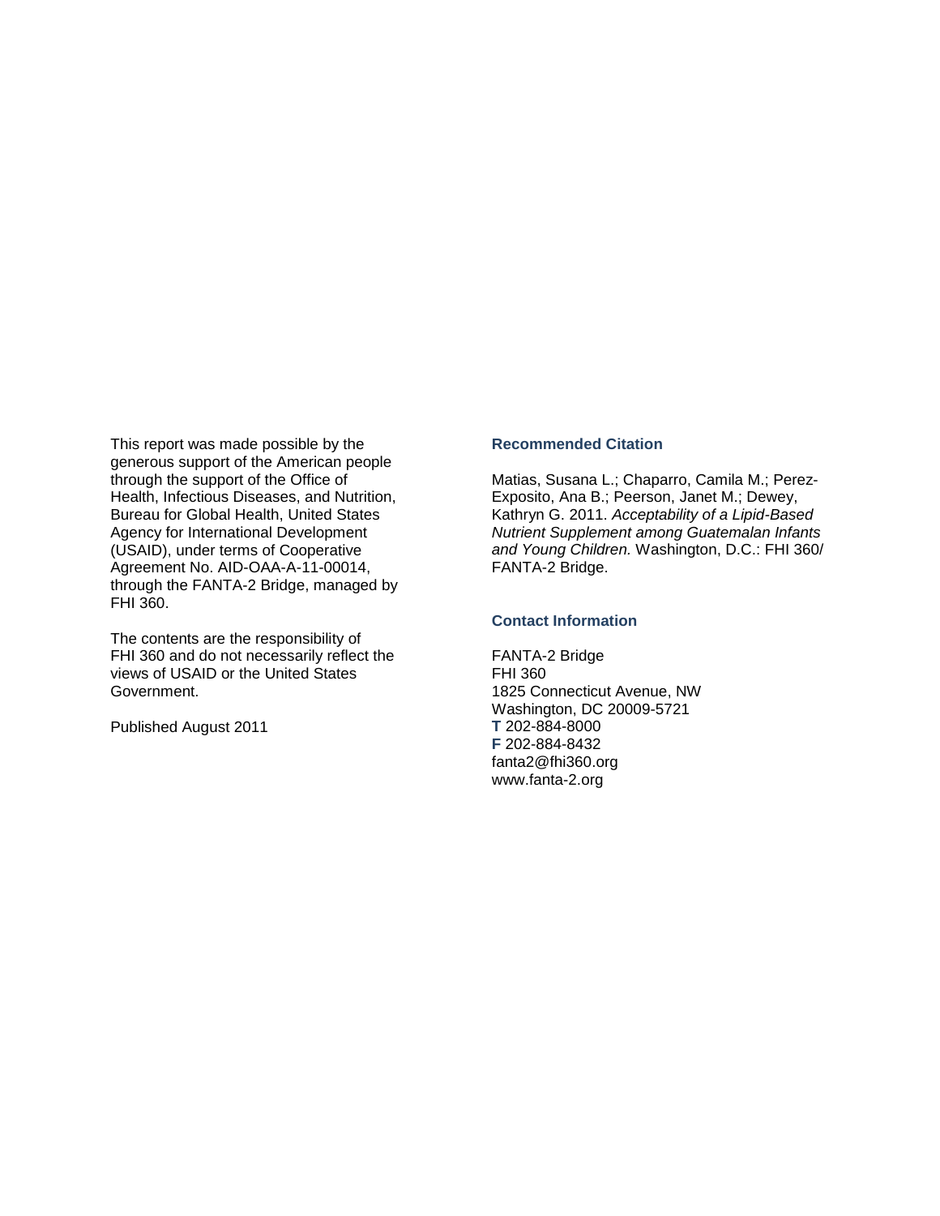This report was made possible by the generous support of the American people through the support of the Office of Health, Infectious Diseases, and Nutrition, Bureau for Global Health, United States Agency for International Development (USAID), under terms of Cooperative Agreement No. AID-OAA-A-11-00014, through the FANTA-2 Bridge, managed by FHI 360.

The contents are the responsibility of FHI 360 and do not necessarily reflect the views of USAID or the United States Government.

Published August 2011

### Recommended Citation

Matias, Susana L.; Chaparro, Camila M.; Perez-Exposito, Ana B.; Peerson, Janet M.; Dewey, Kathryn G. 2011. *Acceptability of a Lipid-Based Nutrient Supplement among Guatemalan Infants and Young Children.* Washington, D.C.: FHI 360/ FANTA-2 Bridge.

### Contact Information

FANTA-2 Bridge
FHI 360
1825 Connecticut Avenue, NW
Washington, DC 20009-5721
**T** 202-884-8000
**F** 202-884-8432
fanta2@fhi360.org
www.fanta-2.org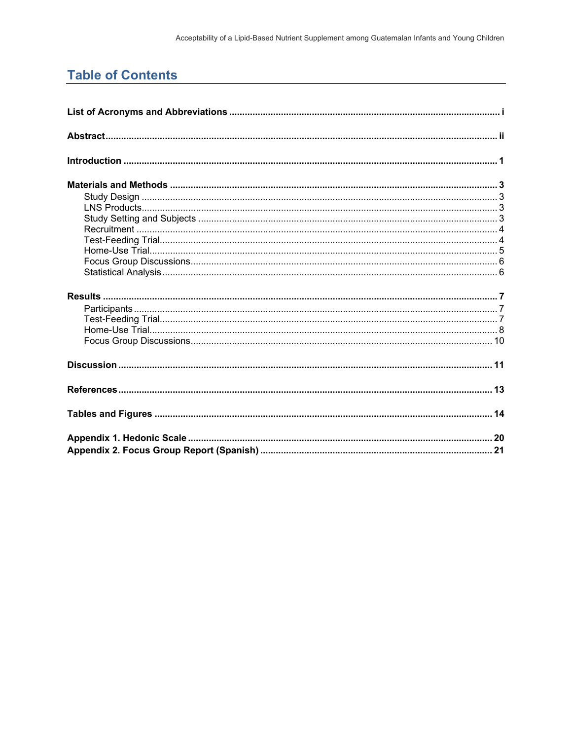# Table of Contents

**List of Acronyms and Abbreviations** ..... i

**Abstract** ..... ii

**Introduction** ..... 1

**Materials and Methods** ..... 3
- Study Design ..... 3
- LNS Products ..... 3
- Study Setting and Subjects ..... 3
- Recruitment ..... 4
- Test-Feeding Trial ..... 4
- Home-Use Trial ..... 5
- Focus Group Discussions ..... 6
- Statistical Analysis ..... 6

**Results** ..... 7
- Participants ..... 7
- Test-Feeding Trial ..... 7
- Home-Use Trial ..... 8
- Focus Group Discussions ..... 10

**Discussion** ..... 11

**References** ..... 13

**Tables and Figures** ..... 14

**Appendix 1. Hedonic Scale** ..... 20

**Appendix 2. Focus Group Report (Spanish)** ..... 21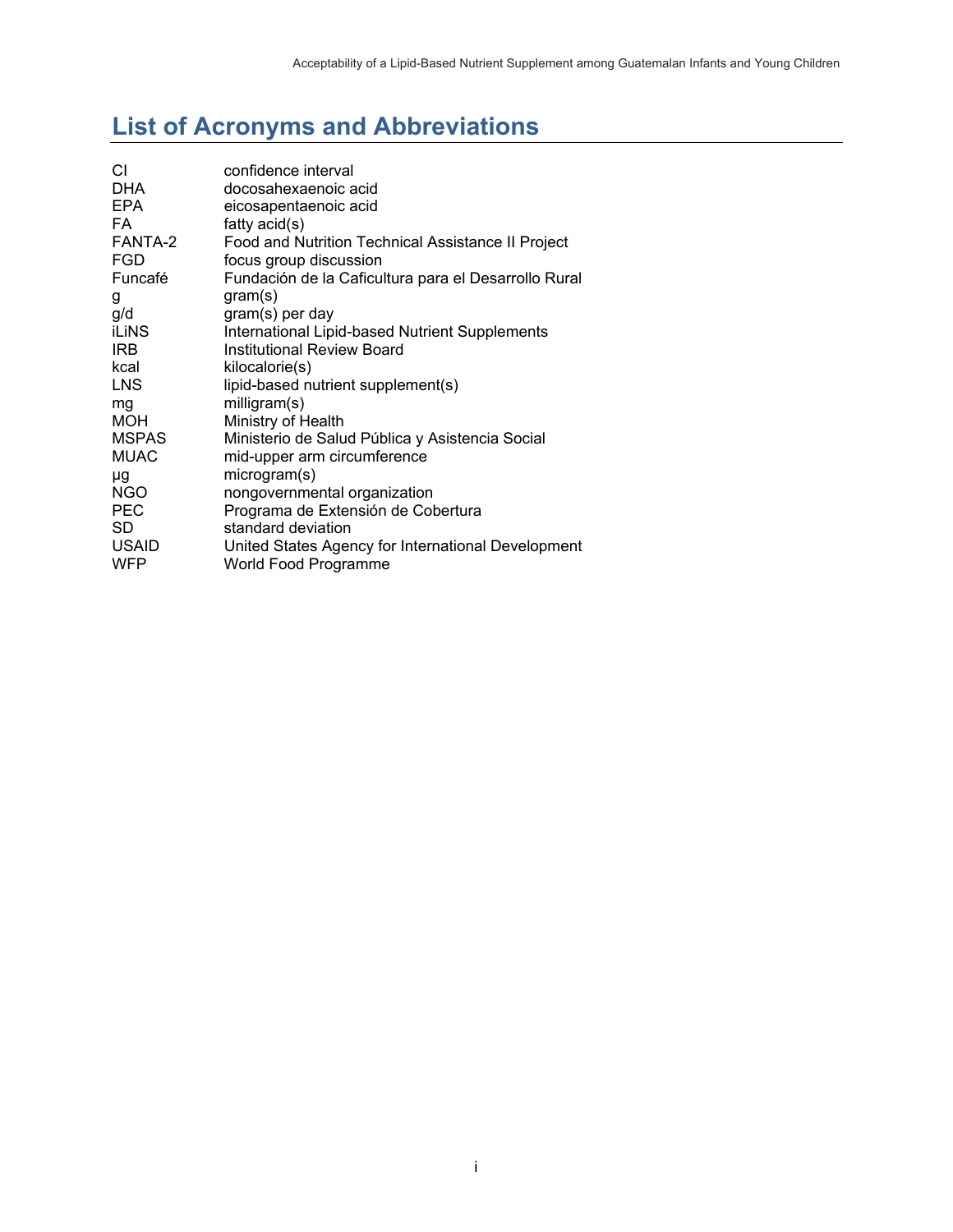# List of Acronyms and Abbreviations

| | |
|---|---|
| CI | confidence interval |
| DHA | docosahexaenoic acid |
| EPA | eicosapentaenoic acid |
| FA | fatty acid(s) |
| FANTA-2 | Food and Nutrition Technical Assistance II Project |
| FGD | focus group discussion |
| Funcafé | Fundación de la Caficultura para el Desarrollo Rural |
| g | gram(s) |
| g/d | gram(s) per day |
| iLiNS | International Lipid-based Nutrient Supplements |
| IRB | Institutional Review Board |
| kcal | kilocalorie(s) |
| LNS | lipid-based nutrient supplement(s) |
| mg | milligram(s) |
| MOH | Ministry of Health |
| MSPAS | Ministerio de Salud Pública y Asistencia Social |
| MUAC | mid-upper arm circumference |
| μg | microgram(s) |
| NGO | nongovernmental organization |
| PEC | Programa de Extensión de Cobertura |
| SD | standard deviation |
| USAID | United States Agency for International Development |
| WFP | World Food Programme |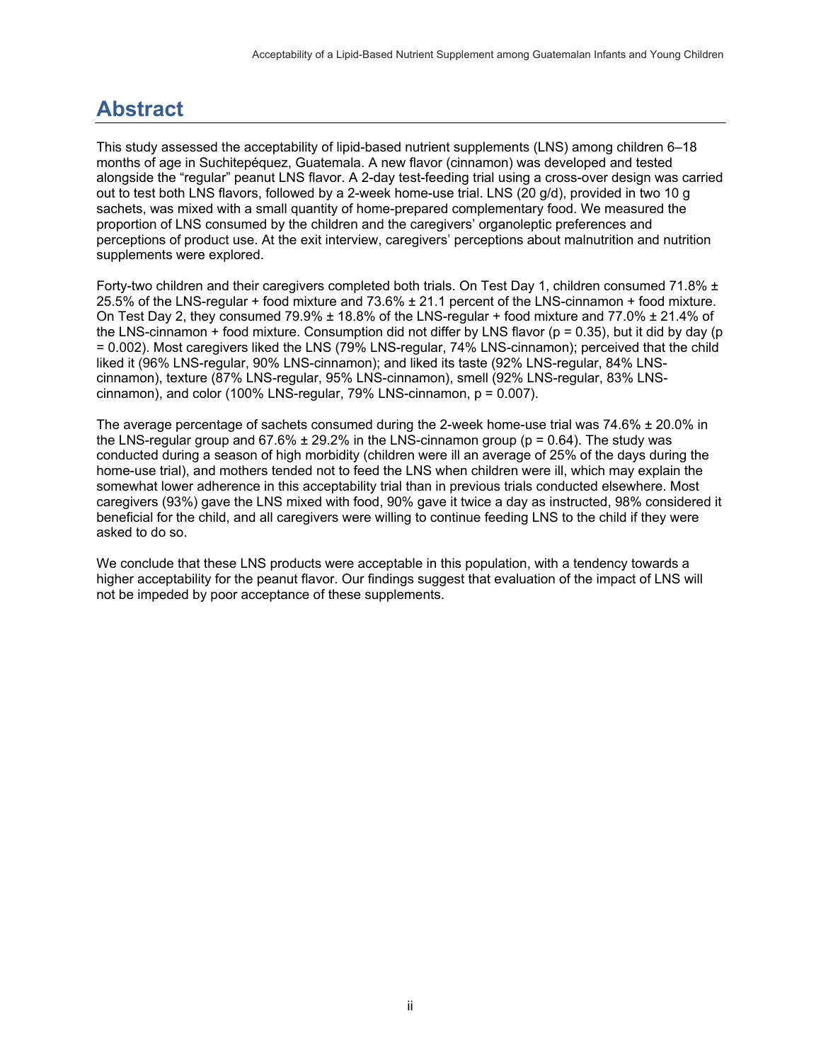# Abstract

This study assessed the acceptability of lipid-based nutrient supplements (LNS) among children 6–18 months of age in Suchitepéquez, Guatemala. A new flavor (cinnamon) was developed and tested alongside the "regular" peanut LNS flavor. A 2-day test-feeding trial using a cross-over design was carried out to test both LNS flavors, followed by a 2-week home-use trial. LNS (20 g/d), provided in two 10 g sachets, was mixed with a small quantity of home-prepared complementary food. We measured the proportion of LNS consumed by the children and the caregivers' organoleptic preferences and perceptions of product use. At the exit interview, caregivers' perceptions about malnutrition and nutrition supplements were explored.

Forty-two children and their caregivers completed both trials. On Test Day 1, children consumed 71.8% ± 25.5% of the LNS-regular + food mixture and 73.6% ± 21.1 percent of the LNS-cinnamon + food mixture. On Test Day 2, they consumed 79.9% ± 18.8% of the LNS-regular + food mixture and 77.0% ± 21.4% of the LNS-cinnamon + food mixture. Consumption did not differ by LNS flavor ($p = 0.35$), but it did by day ($p = 0.002$). Most caregivers liked the LNS (79% LNS-regular, 74% LNS-cinnamon); perceived that the child liked it (96% LNS-regular, 90% LNS-cinnamon); and liked its taste (92% LNS-regular, 84% LNS-cinnamon), texture (87% LNS-regular, 95% LNS-cinnamon), smell (92% LNS-regular, 83% LNS-cinnamon), and color (100% LNS-regular, 79% LNS-cinnamon, $p = 0.007$).

The average percentage of sachets consumed during the 2-week home-use trial was 74.6% ± 20.0% in the LNS-regular group and 67.6% ± 29.2% in the LNS-cinnamon group ($p = 0.64$). The study was conducted during a season of high morbidity (children were ill an average of 25% of the days during the home-use trial), and mothers tended not to feed the LNS when children were ill, which may explain the somewhat lower adherence in this acceptability trial than in previous trials conducted elsewhere. Most caregivers (93%) gave the LNS mixed with food, 90% gave it twice a day as instructed, 98% considered it beneficial for the child, and all caregivers were willing to continue feeding LNS to the child if they were asked to do so.

We conclude that these LNS products were acceptable in this population, with a tendency towards a higher acceptability for the peanut flavor. Our findings suggest that evaluation of the impact of LNS will not be impeded by poor acceptance of these supplements.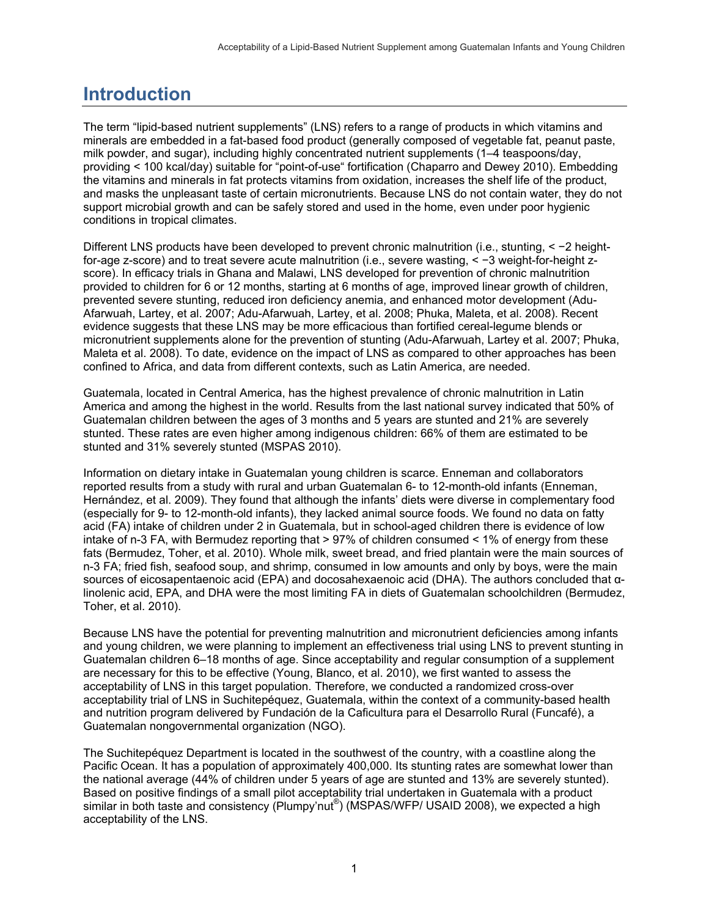# Introduction

The term "lipid-based nutrient supplements" (LNS) refers to a range of products in which vitamins and minerals are embedded in a fat-based food product (generally composed of vegetable fat, peanut paste, milk powder, and sugar), including highly concentrated nutrient supplements (1–4 teaspoons/day, providing < 100 kcal/day) suitable for "point-of-use" fortification (Chaparro and Dewey 2010). Embedding the vitamins and minerals in fat protects vitamins from oxidation, increases the shelf life of the product, and masks the unpleasant taste of certain micronutrients. Because LNS do not contain water, they do not support microbial growth and can be safely stored and used in the home, even under poor hygienic conditions in tropical climates.

Different LNS products have been developed to prevent chronic malnutrition (i.e., stunting, < −2 height-for-age z-score) and to treat severe acute malnutrition (i.e., severe wasting, < −3 weight-for-height z-score). In efficacy trials in Ghana and Malawi, LNS developed for prevention of chronic malnutrition provided to children for 6 or 12 months, starting at 6 months of age, improved linear growth of children, prevented severe stunting, reduced iron deficiency anemia, and enhanced motor development (Adu-Afarwuah, Lartey, et al. 2007; Adu-Afarwuah, Lartey, et al. 2008; Phuka, Maleta, et al. 2008). Recent evidence suggests that these LNS may be more efficacious than fortified cereal-legume blends or micronutrient supplements alone for the prevention of stunting (Adu-Afarwuah, Lartey et al. 2007; Phuka, Maleta et al. 2008). To date, evidence on the impact of LNS as compared to other approaches has been confined to Africa, and data from different contexts, such as Latin America, are needed.

Guatemala, located in Central America, has the highest prevalence of chronic malnutrition in Latin America and among the highest in the world. Results from the last national survey indicated that 50% of Guatemalan children between the ages of 3 months and 5 years are stunted and 21% are severely stunted. These rates are even higher among indigenous children: 66% of them are estimated to be stunted and 31% severely stunted (MSPAS 2010).

Information on dietary intake in Guatemalan young children is scarce. Enneman and collaborators reported results from a study with rural and urban Guatemalan 6- to 12-month-old infants (Enneman, Hernández, et al. 2009). They found that although the infants' diets were diverse in complementary food (especially for 9- to 12-month-old infants), they lacked animal source foods. We found no data on fatty acid (FA) intake of children under 2 in Guatemala, but in school-aged children there is evidence of low intake of n-3 FA, with Bermudez reporting that > 97% of children consumed < 1% of energy from these fats (Bermudez, Toher, et al. 2010). Whole milk, sweet bread, and fried plantain were the main sources of n-3 FA; fried fish, seafood soup, and shrimp, consumed in low amounts and only by boys, were the main sources of eicosapentaenoic acid (EPA) and docosahexaenoic acid (DHA). The authors concluded that α-linolenic acid, EPA, and DHA were the most limiting FA in diets of Guatemalan schoolchildren (Bermudez, Toher, et al. 2010).

Because LNS have the potential for preventing malnutrition and micronutrient deficiencies among infants and young children, we were planning to implement an effectiveness trial using LNS to prevent stunting in Guatemalan children 6–18 months of age. Since acceptability and regular consumption of a supplement are necessary for this to be effective (Young, Blanco, et al. 2010), we first wanted to assess the acceptability of LNS in this target population. Therefore, we conducted a randomized cross-over acceptability trial of LNS in Suchitepéquez, Guatemala, within the context of a community-based health and nutrition program delivered by Fundación de la Caficultura para el Desarrollo Rural (Funcafé), a Guatemalan nongovernmental organization (NGO).

The Suchitepéquez Department is located in the southwest of the country, with a coastline along the Pacific Ocean. It has a population of approximately 400,000. Its stunting rates are somewhat lower than the national average (44% of children under 5 years of age are stunted and 13% are severely stunted). Based on positive findings of a small pilot acceptability trial undertaken in Guatemala with a product similar in both taste and consistency (Plumpy'nut®) (MSPAS/WFP/ USAID 2008), we expected a high acceptability of the LNS.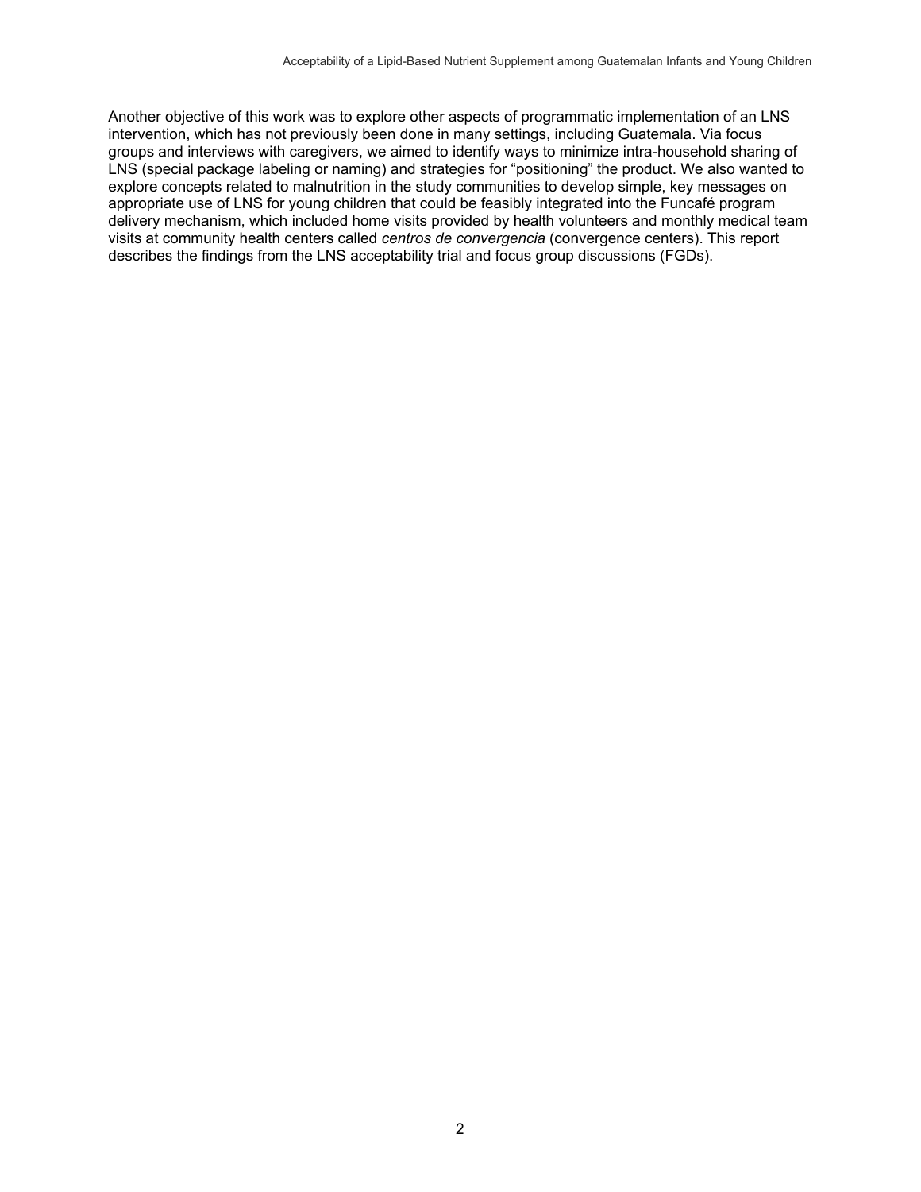Another objective of this work was to explore other aspects of programmatic implementation of an LNS intervention, which has not previously been done in many settings, including Guatemala. Via focus groups and interviews with caregivers, we aimed to identify ways to minimize intra-household sharing of LNS (special package labeling or naming) and strategies for "positioning" the product. We also wanted to explore concepts related to malnutrition in the study communities to develop simple, key messages on appropriate use of LNS for young children that could be feasibly integrated into the Funcafé program delivery mechanism, which included home visits provided by health volunteers and monthly medical team visits at community health centers called *centros de convergencia* (convergence centers). This report describes the findings from the LNS acceptability trial and focus group discussions (FGDs).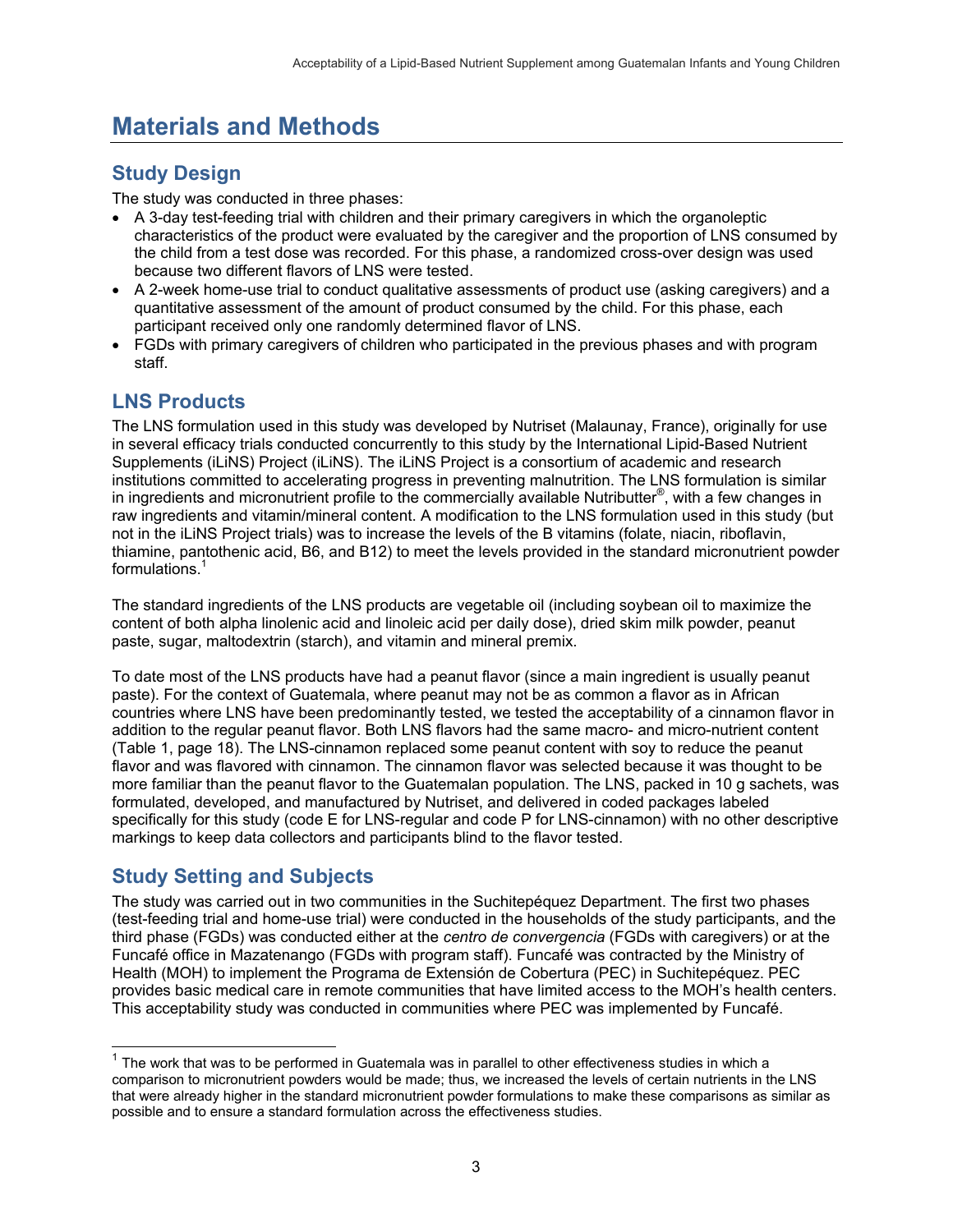# Materials and Methods

## Study Design

The study was conducted in three phases:

- A 3-day test-feeding trial with children and their primary caregivers in which the organoleptic characteristics of the product were evaluated by the caregiver and the proportion of LNS consumed by the child from a test dose was recorded. For this phase, a randomized cross-over design was used because two different flavors of LNS were tested.
- A 2-week home-use trial to conduct qualitative assessments of product use (asking caregivers) and a quantitative assessment of the amount of product consumed by the child. For this phase, each participant received only one randomly determined flavor of LNS.
- FGDs with primary caregivers of children who participated in the previous phases and with program staff.

## LNS Products

The LNS formulation used in this study was developed by Nutriset (Malaunay, France), originally for use in several efficacy trials conducted concurrently to this study by the International Lipid-Based Nutrient Supplements (iLiNS) Project (iLiNS). The iLiNS Project is a consortium of academic and research institutions committed to accelerating progress in preventing malnutrition. The LNS formulation is similar in ingredients and micronutrient profile to the commercially available Nutributter®, with a few changes in raw ingredients and vitamin/mineral content. A modification to the LNS formulation used in this study (but not in the iLiNS Project trials) was to increase the levels of the B vitamins (folate, niacin, riboflavin, thiamine, pantothenic acid, B6, and B12) to meet the levels provided in the standard micronutrient powder formulations.[1]

The standard ingredients of the LNS products are vegetable oil (including soybean oil to maximize the content of both alpha linolenic acid and linoleic acid per daily dose), dried skim milk powder, peanut paste, sugar, maltodextrin (starch), and vitamin and mineral premix.

To date most of the LNS products have had a peanut flavor (since a main ingredient is usually peanut paste). For the context of Guatemala, where peanut may not be as common a flavor as in African countries where LNS have been predominantly tested, we tested the acceptability of a cinnamon flavor in addition to the regular peanut flavor. Both LNS flavors had the same macro- and micro-nutrient content (Table 1, page 18). The LNS-cinnamon replaced some peanut content with soy to reduce the peanut flavor and was flavored with cinnamon. The cinnamon flavor was selected because it was thought to be more familiar than the peanut flavor to the Guatemalan population. The LNS, packed in 10 g sachets, was formulated, developed, and manufactured by Nutriset, and delivered in coded packages labeled specifically for this study (code E for LNS-regular and code P for LNS-cinnamon) with no other descriptive markings to keep data collectors and participants blind to the flavor tested.

## Study Setting and Subjects

The study was carried out in two communities in the Suchitepéquez Department. The first two phases (test-feeding trial and home-use trial) were conducted in the households of the study participants, and the third phase (FGDs) was conducted either at the *centro de convergencia* (FGDs with caregivers) or at the Funcafé office in Mazatenango (FGDs with program staff). Funcafé was contracted by the Ministry of Health (MOH) to implement the Programa de Extensión de Cobertura (PEC) in Suchitepéquez. PEC provides basic medical care in remote communities that have limited access to the MOH's health centers. This acceptability study was conducted in communities where PEC was implemented by Funcafé.

---

[1] The work that was to be performed in Guatemala was in parallel to other effectiveness studies in which a comparison to micronutrient powders would be made; thus, we increased the levels of certain nutrients in the LNS that were already higher in the standard micronutrient powder formulations to make these comparisons as similar as possible and to ensure a standard formulation across the effectiveness studies.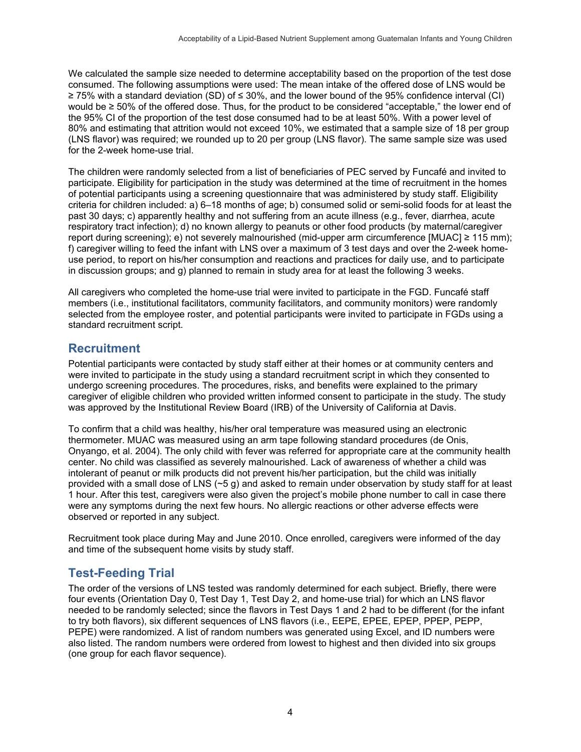We calculated the sample size needed to determine acceptability based on the proportion of the test dose consumed. The following assumptions were used: The mean intake of the offered dose of LNS would be ≥ 75% with a standard deviation (SD) of ≤ 30%, and the lower bound of the 95% confidence interval (CI) would be ≥ 50% of the offered dose. Thus, for the product to be considered "acceptable," the lower end of the 95% CI of the proportion of the test dose consumed had to be at least 50%. With a power level of 80% and estimating that attrition would not exceed 10%, we estimated that a sample size of 18 per group (LNS flavor) was required; we rounded up to 20 per group (LNS flavor). The same sample size was used for the 2-week home-use trial.

The children were randomly selected from a list of beneficiaries of PEC served by Funcafé and invited to participate. Eligibility for participation in the study was determined at the time of recruitment in the homes of potential participants using a screening questionnaire that was administered by study staff. Eligibility criteria for children included: a) 6–18 months of age; b) consumed solid or semi-solid foods for at least the past 30 days; c) apparently healthy and not suffering from an acute illness (e.g., fever, diarrhea, acute respiratory tract infection); d) no known allergy to peanuts or other food products (by maternal/caregiver report during screening); e) not severely malnourished (mid-upper arm circumference [MUAC] ≥ 115 mm); f) caregiver willing to feed the infant with LNS over a maximum of 3 test days and over the 2-week home-use period, to report on his/her consumption and reactions and practices for daily use, and to participate in discussion groups; and g) planned to remain in study area for at least the following 3 weeks.

All caregivers who completed the home-use trial were invited to participate in the FGD. Funcafé staff members (i.e., institutional facilitators, community facilitators, and community monitors) were randomly selected from the employee roster, and potential participants were invited to participate in FGDs using a standard recruitment script.

## Recruitment

Potential participants were contacted by study staff either at their homes or at community centers and were invited to participate in the study using a standard recruitment script in which they consented to undergo screening procedures. The procedures, risks, and benefits were explained to the primary caregiver of eligible children who provided written informed consent to participate in the study. The study was approved by the Institutional Review Board (IRB) of the University of California at Davis.

To confirm that a child was healthy, his/her oral temperature was measured using an electronic thermometer. MUAC was measured using an arm tape following standard procedures (de Onis, Onyango, et al. 2004). The only child with fever was referred for appropriate care at the community health center. No child was classified as severely malnourished. Lack of awareness of whether a child was intolerant of peanut or milk products did not prevent his/her participation, but the child was initially provided with a small dose of LNS (~5 g) and asked to remain under observation by study staff for at least 1 hour. After this test, caregivers were also given the project's mobile phone number to call in case there were any symptoms during the next few hours. No allergic reactions or other adverse effects were observed or reported in any subject.

Recruitment took place during May and June 2010. Once enrolled, caregivers were informed of the day and time of the subsequent home visits by study staff.

## Test-Feeding Trial

The order of the versions of LNS tested was randomly determined for each subject. Briefly, there were four events (Orientation Day 0, Test Day 1, Test Day 2, and home-use trial) for which an LNS flavor needed to be randomly selected; since the flavors in Test Days 1 and 2 had to be different (for the infant to try both flavors), six different sequences of LNS flavors (i.e., EEPE, EPEE, EPEP, PPEP, PEPP, PEPE) were randomized. A list of random numbers was generated using Excel, and ID numbers were also listed. The random numbers were ordered from lowest to highest and then divided into six groups (one group for each flavor sequence).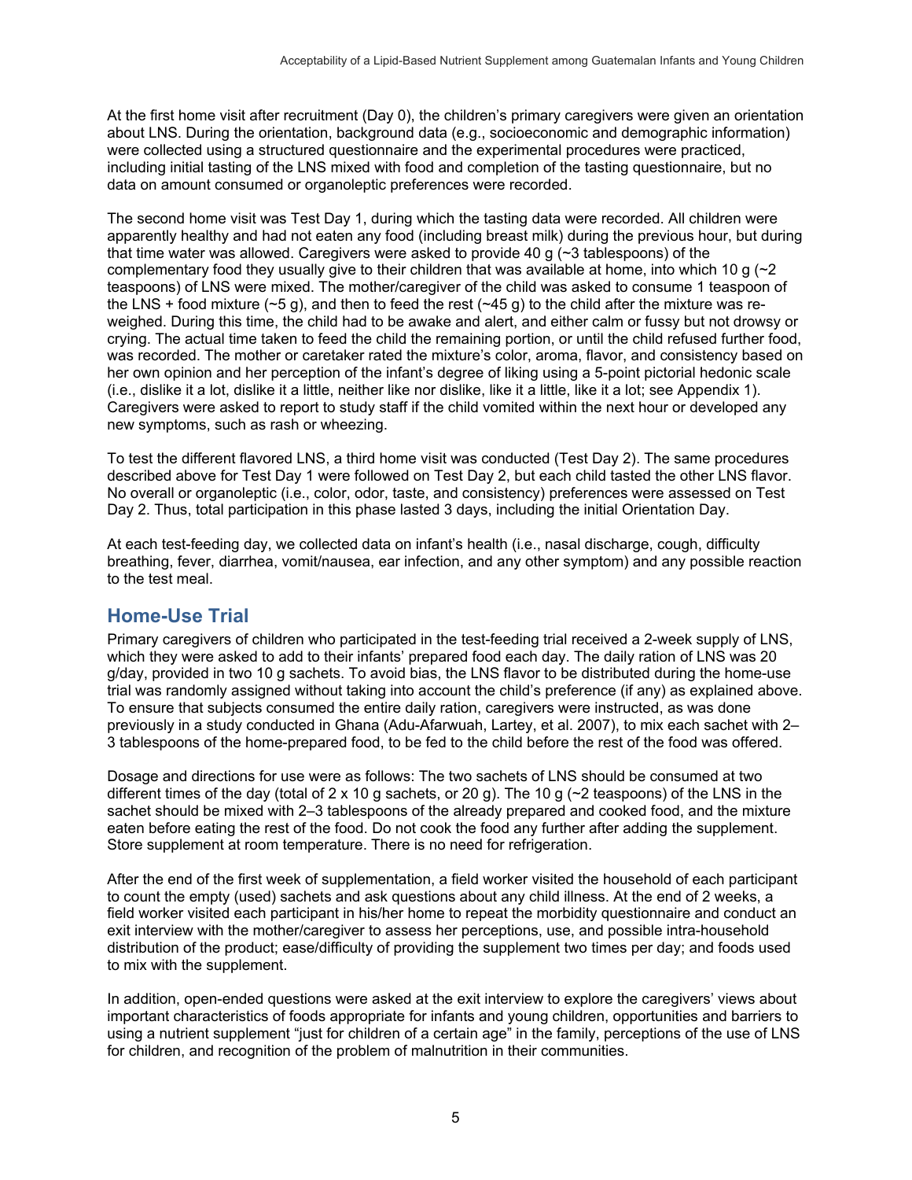At the first home visit after recruitment (Day 0), the children's primary caregivers were given an orientation about LNS. During the orientation, background data (e.g., socioeconomic and demographic information) were collected using a structured questionnaire and the experimental procedures were practiced, including initial tasting of the LNS mixed with food and completion of the tasting questionnaire, but no data on amount consumed or organoleptic preferences were recorded.

The second home visit was Test Day 1, during which the tasting data were recorded. All children were apparently healthy and had not eaten any food (including breast milk) during the previous hour, but during that time water was allowed. Caregivers were asked to provide 40 g (~3 tablespoons) of the complementary food they usually give to their children that was available at home, into which 10 g (~2 teaspoons) of LNS were mixed. The mother/caregiver of the child was asked to consume 1 teaspoon of the LNS + food mixture (~5 g), and then to feed the rest (~45 g) to the child after the mixture was re-weighed. During this time, the child had to be awake and alert, and either calm or fussy but not drowsy or crying. The actual time taken to feed the child the remaining portion, or until the child refused further food, was recorded. The mother or caretaker rated the mixture's color, aroma, flavor, and consistency based on her own opinion and her perception of the infant's degree of liking using a 5-point pictorial hedonic scale (i.e., dislike it a lot, dislike it a little, neither like nor dislike, like it a little, like it a lot; see Appendix 1). Caregivers were asked to report to study staff if the child vomited within the next hour or developed any new symptoms, such as rash or wheezing.

To test the different flavored LNS, a third home visit was conducted (Test Day 2). The same procedures described above for Test Day 1 were followed on Test Day 2, but each child tasted the other LNS flavor. No overall or organoleptic (i.e., color, odor, taste, and consistency) preferences were assessed on Test Day 2. Thus, total participation in this phase lasted 3 days, including the initial Orientation Day.

At each test-feeding day, we collected data on infant's health (i.e., nasal discharge, cough, difficulty breathing, fever, diarrhea, vomit/nausea, ear infection, and any other symptom) and any possible reaction to the test meal.

## Home-Use Trial

Primary caregivers of children who participated in the test-feeding trial received a 2-week supply of LNS, which they were asked to add to their infants' prepared food each day. The daily ration of LNS was 20 g/day, provided in two 10 g sachets. To avoid bias, the LNS flavor to be distributed during the home-use trial was randomly assigned without taking into account the child's preference (if any) as explained above. To ensure that subjects consumed the entire daily ration, caregivers were instructed, as was done previously in a study conducted in Ghana (Adu-Afarwuah, Lartey, et al. 2007), to mix each sachet with 2–3 tablespoons of the home-prepared food, to be fed to the child before the rest of the food was offered.

Dosage and directions for use were as follows: The two sachets of LNS should be consumed at two different times of the day (total of 2 x 10 g sachets, or 20 g). The 10 g (~2 teaspoons) of the LNS in the sachet should be mixed with 2–3 tablespoons of the already prepared and cooked food, and the mixture eaten before eating the rest of the food. Do not cook the food any further after adding the supplement. Store supplement at room temperature. There is no need for refrigeration.

After the end of the first week of supplementation, a field worker visited the household of each participant to count the empty (used) sachets and ask questions about any child illness. At the end of 2 weeks, a field worker visited each participant in his/her home to repeat the morbidity questionnaire and conduct an exit interview with the mother/caregiver to assess her perceptions, use, and possible intra-household distribution of the product; ease/difficulty of providing the supplement two times per day; and foods used to mix with the supplement.

In addition, open-ended questions were asked at the exit interview to explore the caregivers' views about important characteristics of foods appropriate for infants and young children, opportunities and barriers to using a nutrient supplement "just for children of a certain age" in the family, perceptions of the use of LNS for children, and recognition of the problem of malnutrition in their communities.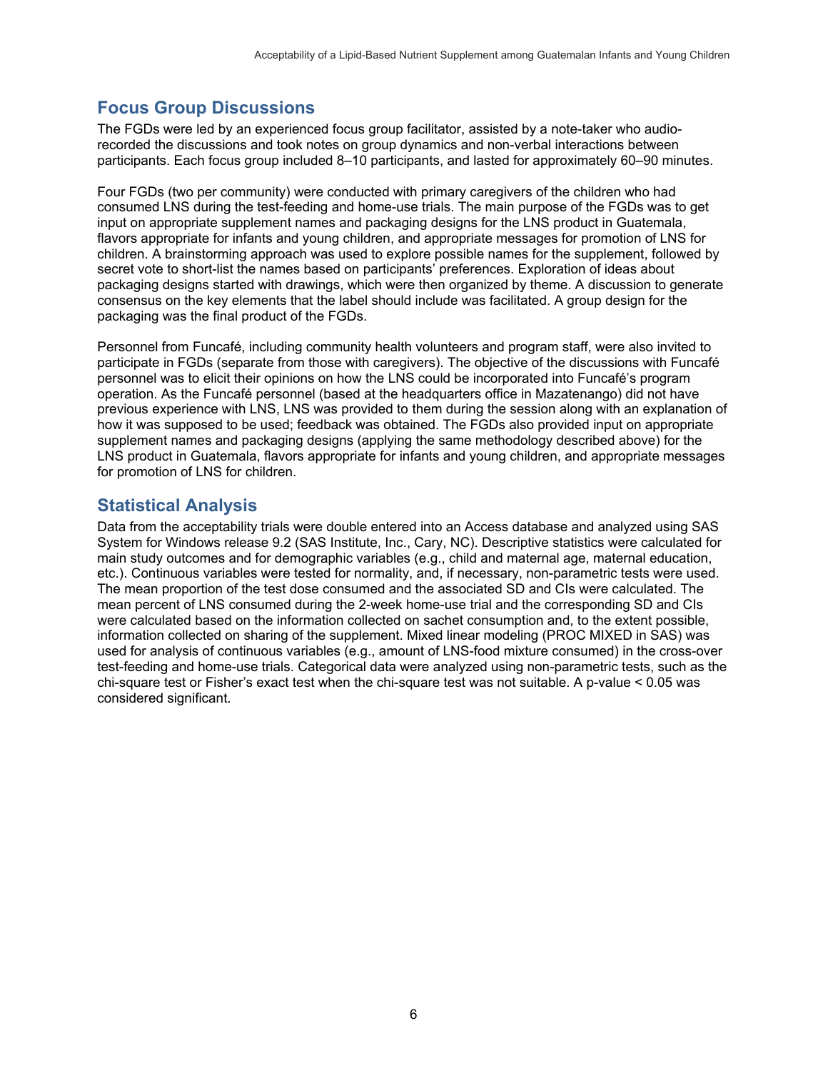## Focus Group Discussions

The FGDs were led by an experienced focus group facilitator, assisted by a note-taker who audio-recorded the discussions and took notes on group dynamics and non-verbal interactions between participants. Each focus group included 8–10 participants, and lasted for approximately 60–90 minutes.

Four FGDs (two per community) were conducted with primary caregivers of the children who had consumed LNS during the test-feeding and home-use trials. The main purpose of the FGDs was to get input on appropriate supplement names and packaging designs for the LNS product in Guatemala, flavors appropriate for infants and young children, and appropriate messages for promotion of LNS for children. A brainstorming approach was used to explore possible names for the supplement, followed by secret vote to short-list the names based on participants' preferences. Exploration of ideas about packaging designs started with drawings, which were then organized by theme. A discussion to generate consensus on the key elements that the label should include was facilitated. A group design for the packaging was the final product of the FGDs.

Personnel from Funcafé, including community health volunteers and program staff, were also invited to participate in FGDs (separate from those with caregivers). The objective of the discussions with Funcafé personnel was to elicit their opinions on how the LNS could be incorporated into Funcafé's program operation. As the Funcafé personnel (based at the headquarters office in Mazatenango) did not have previous experience with LNS, LNS was provided to them during the session along with an explanation of how it was supposed to be used; feedback was obtained. The FGDs also provided input on appropriate supplement names and packaging designs (applying the same methodology described above) for the LNS product in Guatemala, flavors appropriate for infants and young children, and appropriate messages for promotion of LNS for children.

## Statistical Analysis

Data from the acceptability trials were double entered into an Access database and analyzed using SAS System for Windows release 9.2 (SAS Institute, Inc., Cary, NC). Descriptive statistics were calculated for main study outcomes and for demographic variables (e.g., child and maternal age, maternal education, etc.). Continuous variables were tested for normality, and, if necessary, non-parametric tests were used. The mean proportion of the test dose consumed and the associated SD and CIs were calculated. The mean percent of LNS consumed during the 2-week home-use trial and the corresponding SD and CIs were calculated based on the information collected on sachet consumption and, to the extent possible, information collected on sharing of the supplement. Mixed linear modeling (PROC MIXED in SAS) was used for analysis of continuous variables (e.g., amount of LNS-food mixture consumed) in the cross-over test-feeding and home-use trials. Categorical data were analyzed using non-parametric tests, such as the chi-square test or Fisher's exact test when the chi-square test was not suitable. A p-value $< 0.05$ was considered significant.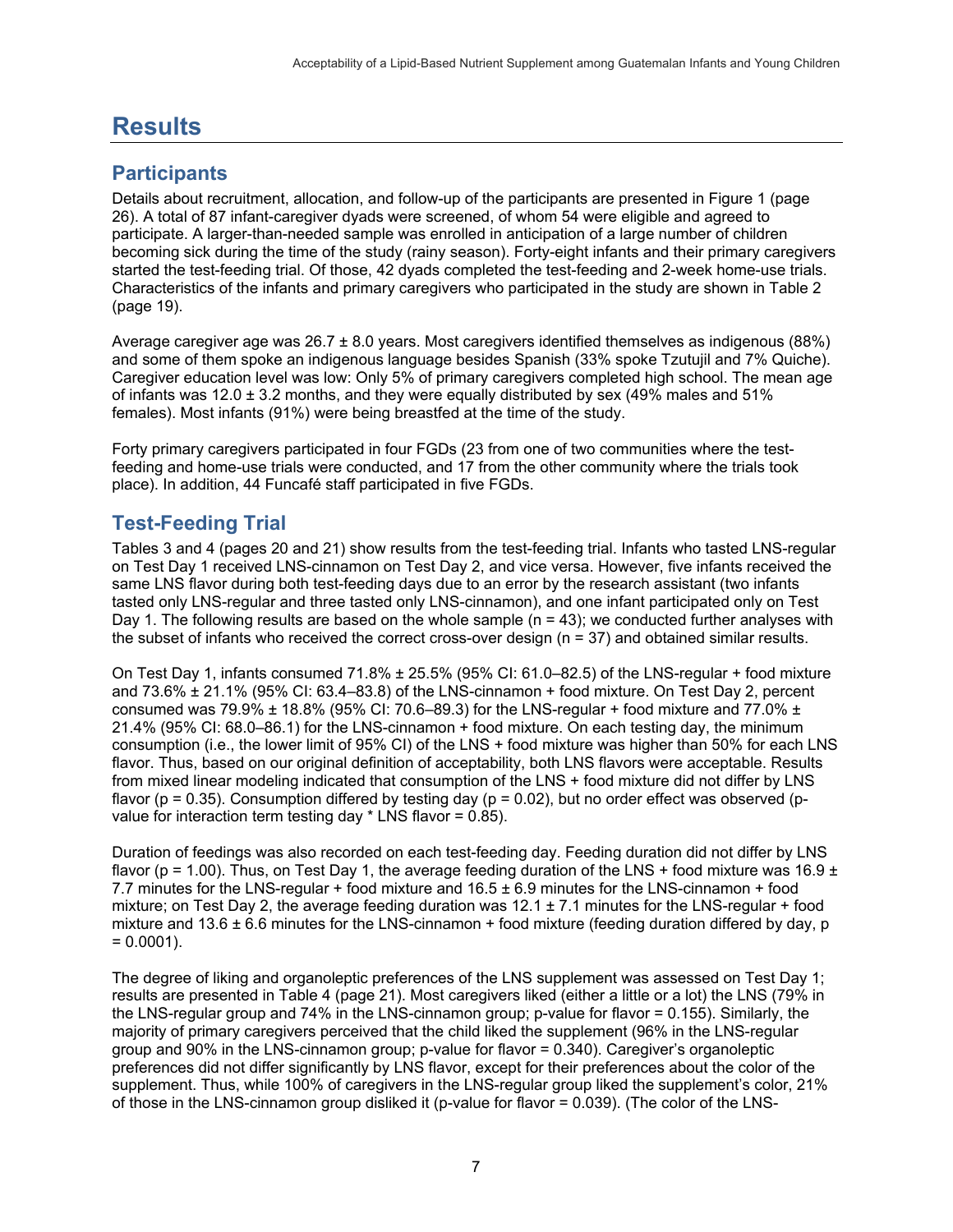# Results

## Participants

Details about recruitment, allocation, and follow-up of the participants are presented in Figure 1 (page 26). A total of 87 infant-caregiver dyads were screened, of whom 54 were eligible and agreed to participate. A larger-than-needed sample was enrolled in anticipation of a large number of children becoming sick during the time of the study (rainy season). Forty-eight infants and their primary caregivers started the test-feeding trial. Of those, 42 dyads completed the test-feeding and 2-week home-use trials. Characteristics of the infants and primary caregivers who participated in the study are shown in Table 2 (page 19).

Average caregiver age was 26.7 ± 8.0 years. Most caregivers identified themselves as indigenous (88%) and some of them spoke an indigenous language besides Spanish (33% spoke Tzutujil and 7% Quiche). Caregiver education level was low: Only 5% of primary caregivers completed high school. The mean age of infants was 12.0 ± 3.2 months, and they were equally distributed by sex (49% males and 51% females). Most infants (91%) were being breastfed at the time of the study.

Forty primary caregivers participated in four FGDs (23 from one of two communities where the test-feeding and home-use trials were conducted, and 17 from the other community where the trials took place). In addition, 44 Funcafé staff participated in five FGDs.

## Test-Feeding Trial

Tables 3 and 4 (pages 20 and 21) show results from the test-feeding trial. Infants who tasted LNS-regular on Test Day 1 received LNS-cinnamon on Test Day 2, and vice versa. However, five infants received the same LNS flavor during both test-feeding days due to an error by the research assistant (two infants tasted only LNS-regular and three tasted only LNS-cinnamon), and one infant participated only on Test Day 1. The following results are based on the whole sample (n = 43); we conducted further analyses with the subset of infants who received the correct cross-over design (n = 37) and obtained similar results.

On Test Day 1, infants consumed 71.8% ± 25.5% (95% CI: 61.0–82.5) of the LNS-regular + food mixture and 73.6% ± 21.1% (95% CI: 63.4–83.8) of the LNS-cinnamon + food mixture. On Test Day 2, percent consumed was 79.9% ± 18.8% (95% CI: 70.6–89.3) for the LNS-regular + food mixture and 77.0% ± 21.4% (95% CI: 68.0–86.1) for the LNS-cinnamon + food mixture. On each testing day, the minimum consumption (i.e., the lower limit of 95% CI) of the LNS + food mixture was higher than 50% for each LNS flavor. Thus, based on our original definition of acceptability, both LNS flavors were acceptable. Results from mixed linear modeling indicated that consumption of the LNS + food mixture did not differ by LNS flavor (p = 0.35). Consumption differed by testing day (p = 0.02), but no order effect was observed (p-value for interaction term testing day * LNS flavor = 0.85).

Duration of feedings was also recorded on each test-feeding day. Feeding duration did not differ by LNS flavor (p = 1.00). Thus, on Test Day 1, the average feeding duration of the LNS + food mixture was 16.9 ± 7.7 minutes for the LNS-regular + food mixture and 16.5 ± 6.9 minutes for the LNS-cinnamon + food mixture; on Test Day 2, the average feeding duration was 12.1 ± 7.1 minutes for the LNS-regular + food mixture and 13.6 ± 6.6 minutes for the LNS-cinnamon + food mixture (feeding duration differed by day, p = 0.0001).

The degree of liking and organoleptic preferences of the LNS supplement was assessed on Test Day 1; results are presented in Table 4 (page 21). Most caregivers liked (either a little or a lot) the LNS (79% in the LNS-regular group and 74% in the LNS-cinnamon group; p-value for flavor = 0.155). Similarly, the majority of primary caregivers perceived that the child liked the supplement (96% in the LNS-regular group and 90% in the LNS-cinnamon group; p-value for flavor = 0.340). Caregiver's organoleptic preferences did not differ significantly by LNS flavor, except for their preferences about the color of the supplement. Thus, while 100% of caregivers in the LNS-regular group liked the supplement's color, 21% of those in the LNS-cinnamon group disliked it (p-value for flavor = 0.039). (The color of the LNS-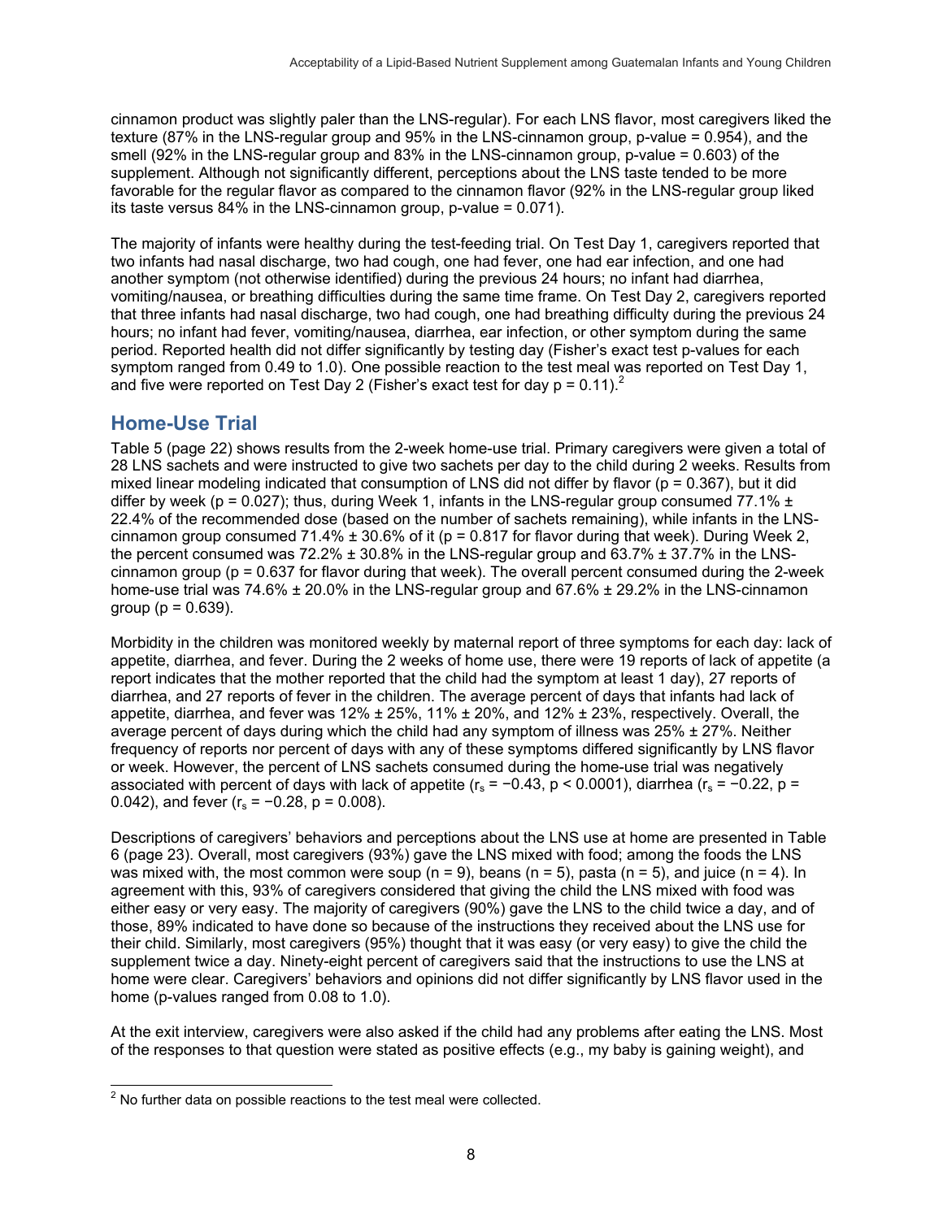cinnamon product was slightly paler than the LNS-regular). For each LNS flavor, most caregivers liked the texture (87% in the LNS-regular group and 95% in the LNS-cinnamon group, p-value = 0.954), and the smell (92% in the LNS-regular group and 83% in the LNS-cinnamon group, p-value = 0.603) of the supplement. Although not significantly different, perceptions about the LNS taste tended to be more favorable for the regular flavor as compared to the cinnamon flavor (92% in the LNS-regular group liked its taste versus 84% in the LNS-cinnamon group, p-value = 0.071).

The majority of infants were healthy during the test-feeding trial. On Test Day 1, caregivers reported that two infants had nasal discharge, two had cough, one had fever, one had ear infection, and one had another symptom (not otherwise identified) during the previous 24 hours; no infant had diarrhea, vomiting/nausea, or breathing difficulties during the same time frame. On Test Day 2, caregivers reported that three infants had nasal discharge, two had cough, one had breathing difficulty during the previous 24 hours; no infant had fever, vomiting/nausea, diarrhea, ear infection, or other symptom during the same period. Reported health did not differ significantly by testing day (Fisher's exact test p-values for each symptom ranged from 0.49 to 1.0). One possible reaction to the test meal was reported on Test Day 1, and five were reported on Test Day 2 (Fisher's exact test for day p = 0.11).[2]

## Home-Use Trial

Table 5 (page 22) shows results from the 2-week home-use trial. Primary caregivers were given a total of 28 LNS sachets and were instructed to give two sachets per day to the child during 2 weeks. Results from mixed linear modeling indicated that consumption of LNS did not differ by flavor (p = 0.367), but it did differ by week (p = 0.027); thus, during Week 1, infants in the LNS-regular group consumed 77.1% ± 22.4% of the recommended dose (based on the number of sachets remaining), while infants in the LNS-cinnamon group consumed 71.4% ± 30.6% of it (p = 0.817 for flavor during that week). During Week 2, the percent consumed was 72.2% ± 30.8% in the LNS-regular group and 63.7% ± 37.7% in the LNS-cinnamon group (p = 0.637 for flavor during that week). The overall percent consumed during the 2-week home-use trial was 74.6% ± 20.0% in the LNS-regular group and 67.6% ± 29.2% in the LNS-cinnamon group (p = 0.639).

Morbidity in the children was monitored weekly by maternal report of three symptoms for each day: lack of appetite, diarrhea, and fever. During the 2 weeks of home use, there were 19 reports of lack of appetite (a report indicates that the mother reported that the child had the symptom at least 1 day), 27 reports of diarrhea, and 27 reports of fever in the children. The average percent of days that infants had lack of appetite, diarrhea, and fever was 12% ± 25%, 11% ± 20%, and 12% ± 23%, respectively. Overall, the average percent of days during which the child had any symptom of illness was 25% ± 27%. Neither frequency of reports nor percent of days with any of these symptoms differed significantly by LNS flavor or week. However, the percent of LNS sachets consumed during the home-use trial was negatively associated with percent of days with lack of appetite ($r_s = -0.43$, $p < 0.0001$), diarrhea ($r_s = -0.22$, p = 0.042), and fever ($r_s = -0.28$, p = 0.008).

Descriptions of caregivers' behaviors and perceptions about the LNS use at home are presented in Table 6 (page 23). Overall, most caregivers (93%) gave the LNS mixed with food; among the foods the LNS was mixed with, the most common were soup (n = 9), beans (n = 5), pasta (n = 5), and juice (n = 4). In agreement with this, 93% of caregivers considered that giving the child the LNS mixed with food was either easy or very easy. The majority of caregivers (90%) gave the LNS to the child twice a day, and of those, 89% indicated to have done so because of the instructions they received about the LNS use for their child. Similarly, most caregivers (95%) thought that it was easy (or very easy) to give the child the supplement twice a day. Ninety-eight percent of caregivers said that the instructions to use the LNS at home were clear. Caregivers' behaviors and opinions did not differ significantly by LNS flavor used in the home (p-values ranged from 0.08 to 1.0).

At the exit interview, caregivers were also asked if the child had any problems after eating the LNS. Most of the responses to that question were stated as positive effects (e.g., my baby is gaining weight), and

[2] No further data on possible reactions to the test meal were collected.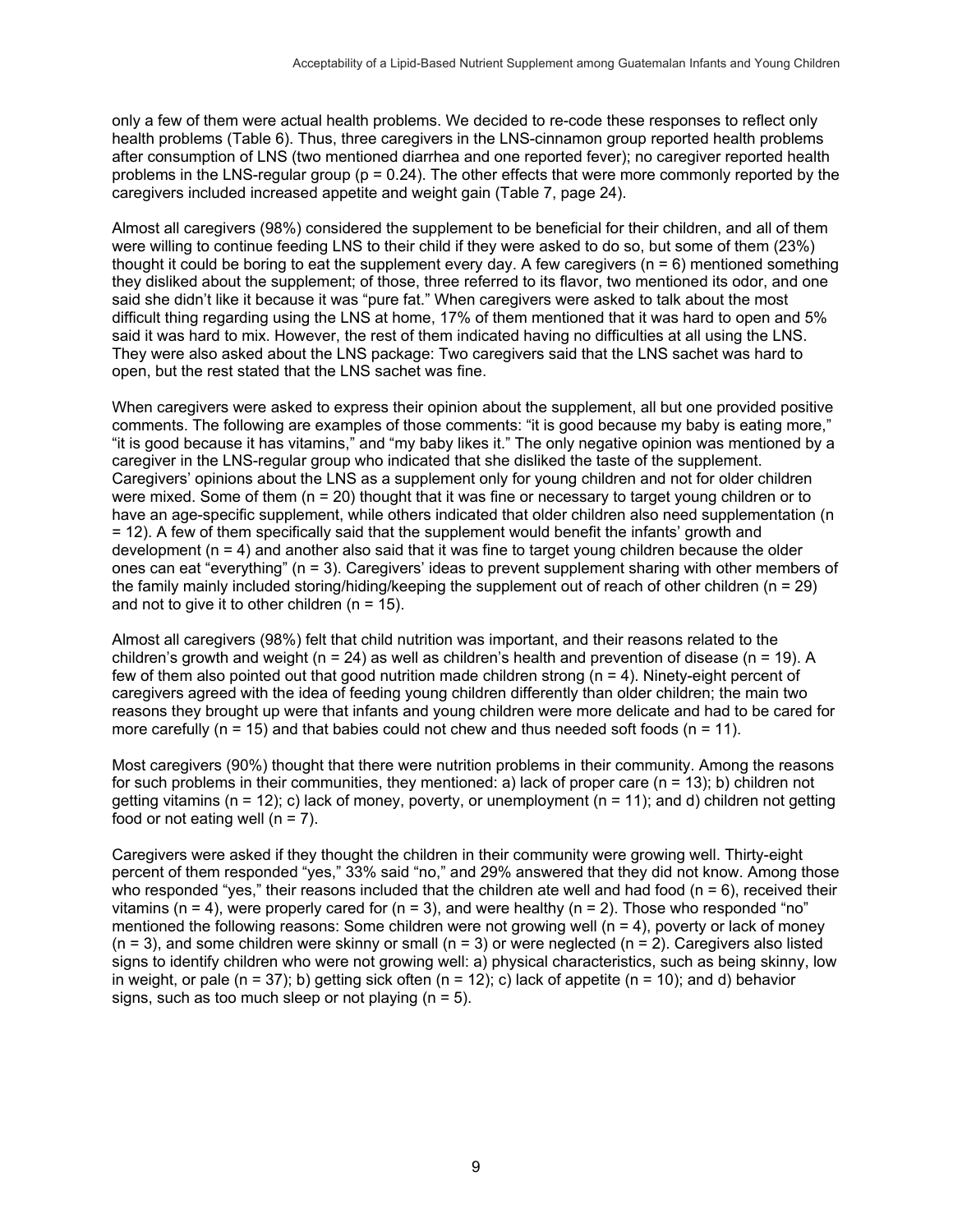only a few of them were actual health problems. We decided to re-code these responses to reflect only health problems (Table 6). Thus, three caregivers in the LNS-cinnamon group reported health problems after consumption of LNS (two mentioned diarrhea and one reported fever); no caregiver reported health problems in the LNS-regular group ($p = 0.24$). The other effects that were more commonly reported by the caregivers included increased appetite and weight gain (Table 7, page 24).

Almost all caregivers (98%) considered the supplement to be beneficial for their children, and all of them were willing to continue feeding LNS to their child if they were asked to do so, but some of them (23%) thought it could be boring to eat the supplement every day. A few caregivers ($n = 6$) mentioned something they disliked about the supplement; of those, three referred to its flavor, two mentioned its odor, and one said she didn't like it because it was "pure fat." When caregivers were asked to talk about the most difficult thing regarding using the LNS at home, 17% of them mentioned that it was hard to open and 5% said it was hard to mix. However, the rest of them indicated having no difficulties at all using the LNS. They were also asked about the LNS package: Two caregivers said that the LNS sachet was hard to open, but the rest stated that the LNS sachet was fine.

When caregivers were asked to express their opinion about the supplement, all but one provided positive comments. The following are examples of those comments: "it is good because my baby is eating more," "it is good because it has vitamins," and "my baby likes it." The only negative opinion was mentioned by a caregiver in the LNS-regular group who indicated that she disliked the taste of the supplement. Caregivers' opinions about the LNS as a supplement only for young children and not for older children were mixed. Some of them ($n = 20$) thought that it was fine or necessary to target young children or to have an age-specific supplement, while others indicated that older children also need supplementation ($n = 12$). A few of them specifically said that the supplement would benefit the infants' growth and development ($n = 4$) and another also said that it was fine to target young children because the older ones can eat "everything" ($n = 3$). Caregivers' ideas to prevent supplement sharing with other members of the family mainly included storing/hiding/keeping the supplement out of reach of other children ($n = 29$) and not to give it to other children ($n = 15$).

Almost all caregivers (98%) felt that child nutrition was important, and their reasons related to the children's growth and weight ($n = 24$) as well as children's health and prevention of disease ($n = 19$). A few of them also pointed out that good nutrition made children strong ($n = 4$). Ninety-eight percent of caregivers agreed with the idea of feeding young children differently than older children; the main two reasons they brought up were that infants and young children were more delicate and had to be cared for more carefully ($n = 15$) and that babies could not chew and thus needed soft foods ($n = 11$).

Most caregivers (90%) thought that there were nutrition problems in their community. Among the reasons for such problems in their communities, they mentioned: a) lack of proper care ($n = 13$); b) children not getting vitamins ($n = 12$); c) lack of money, poverty, or unemployment ($n = 11$); and d) children not getting food or not eating well ($n = 7$).

Caregivers were asked if they thought the children in their community were growing well. Thirty-eight percent of them responded "yes," 33% said "no," and 29% answered that they did not know. Among those who responded "yes," their reasons included that the children ate well and had food ($n = 6$), received their vitamins ($n = 4$), were properly cared for ($n = 3$), and were healthy ($n = 2$). Those who responded "no" mentioned the following reasons: Some children were not growing well ($n = 4$), poverty or lack of money ($n = 3$), and some children were skinny or small ($n = 3$) or were neglected ($n = 2$). Caregivers also listed signs to identify children who were not growing well: a) physical characteristics, such as being skinny, low in weight, or pale ($n = 37$); b) getting sick often ($n = 12$); c) lack of appetite ($n = 10$); and d) behavior signs, such as too much sleep or not playing ($n = 5$).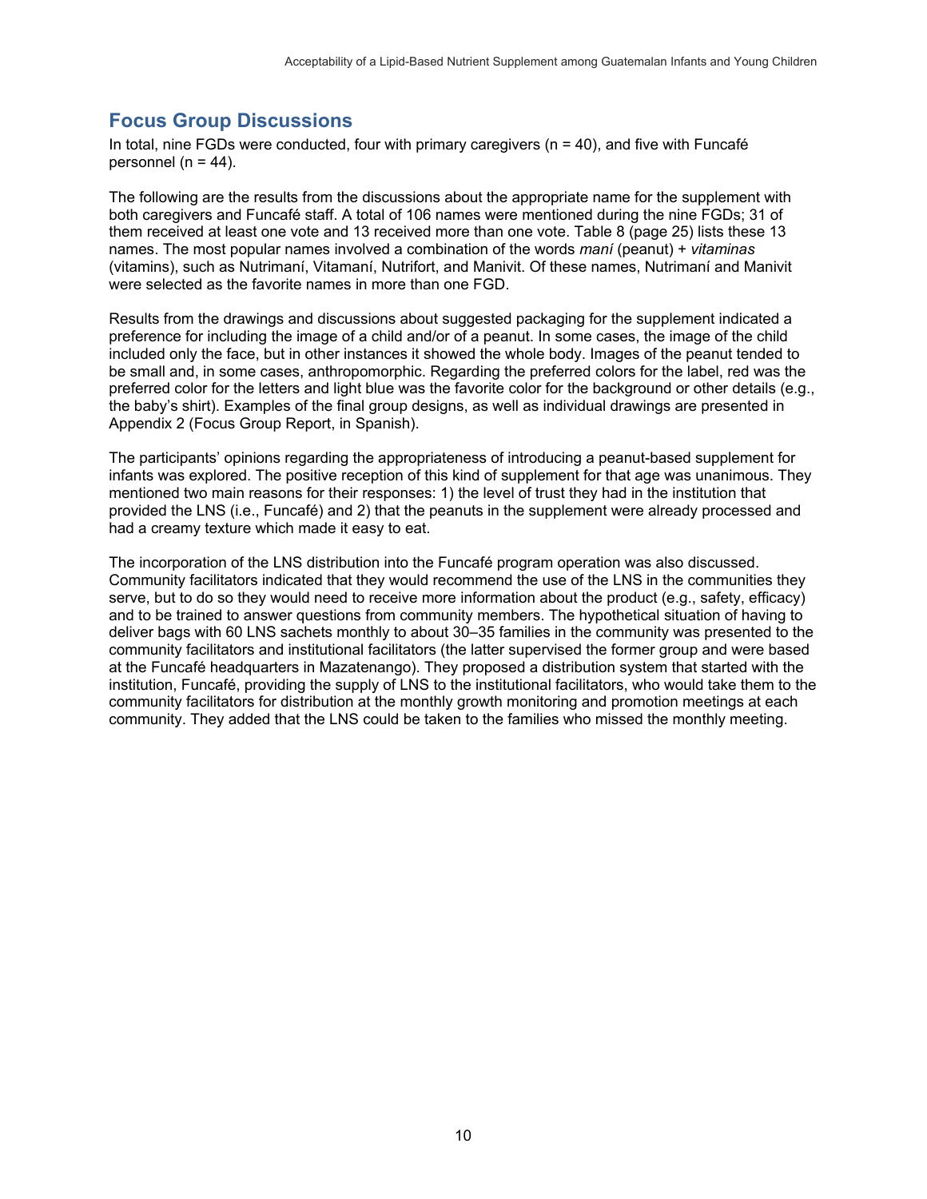## Focus Group Discussions

In total, nine FGDs were conducted, four with primary caregivers (n = 40), and five with Funcafé personnel (n = 44).

The following are the results from the discussions about the appropriate name for the supplement with both caregivers and Funcafé staff. A total of 106 names were mentioned during the nine FGDs; 31 of them received at least one vote and 13 received more than one vote. Table 8 (page 25) lists these 13 names. The most popular names involved a combination of the words *maní* (peanut) + *vitaminas* (vitamins), such as Nutrimaní, Vitamaní, Nutrifort, and Manivit. Of these names, Nutrimaní and Manivit were selected as the favorite names in more than one FGD.

Results from the drawings and discussions about suggested packaging for the supplement indicated a preference for including the image of a child and/or of a peanut. In some cases, the image of the child included only the face, but in other instances it showed the whole body. Images of the peanut tended to be small and, in some cases, anthropomorphic. Regarding the preferred colors for the label, red was the preferred color for the letters and light blue was the favorite color for the background or other details (e.g., the baby's shirt). Examples of the final group designs, as well as individual drawings are presented in Appendix 2 (Focus Group Report, in Spanish).

The participants' opinions regarding the appropriateness of introducing a peanut-based supplement for infants was explored. The positive reception of this kind of supplement for that age was unanimous. They mentioned two main reasons for their responses: 1) the level of trust they had in the institution that provided the LNS (i.e., Funcafé) and 2) that the peanuts in the supplement were already processed and had a creamy texture which made it easy to eat.

The incorporation of the LNS distribution into the Funcafé program operation was also discussed. Community facilitators indicated that they would recommend the use of the LNS in the communities they serve, but to do so they would need to receive more information about the product (e.g., safety, efficacy) and to be trained to answer questions from community members. The hypothetical situation of having to deliver bags with 60 LNS sachets monthly to about 30–35 families in the community was presented to the community facilitators and institutional facilitators (the latter supervised the former group and were based at the Funcafé headquarters in Mazatenango). They proposed a distribution system that started with the institution, Funcafé, providing the supply of LNS to the institutional facilitators, who would take them to the community facilitators for distribution at the monthly growth monitoring and promotion meetings at each community. They added that the LNS could be taken to the families who missed the monthly meeting.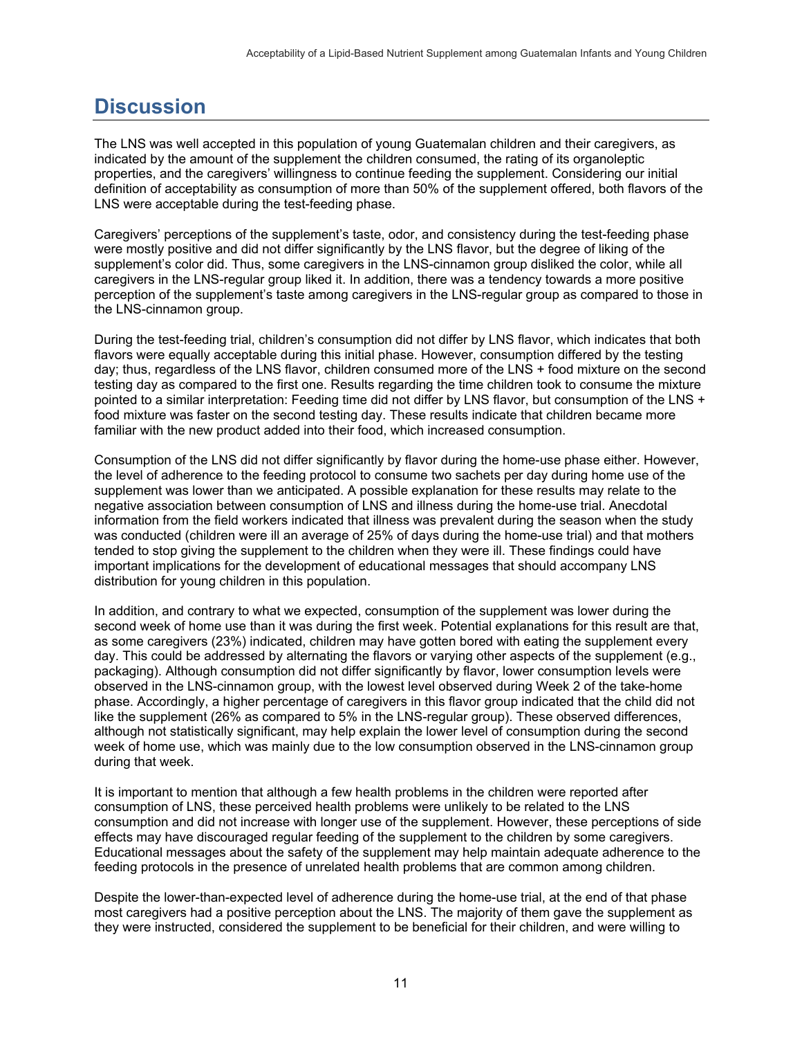# Discussion

The LNS was well accepted in this population of young Guatemalan children and their caregivers, as indicated by the amount of the supplement the children consumed, the rating of its organoleptic properties, and the caregivers' willingness to continue feeding the supplement. Considering our initial definition of acceptability as consumption of more than 50% of the supplement offered, both flavors of the LNS were acceptable during the test-feeding phase.

Caregivers' perceptions of the supplement's taste, odor, and consistency during the test-feeding phase were mostly positive and did not differ significantly by the LNS flavor, but the degree of liking of the supplement's color did. Thus, some caregivers in the LNS-cinnamon group disliked the color, while all caregivers in the LNS-regular group liked it. In addition, there was a tendency towards a more positive perception of the supplement's taste among caregivers in the LNS-regular group as compared to those in the LNS-cinnamon group.

During the test-feeding trial, children's consumption did not differ by LNS flavor, which indicates that both flavors were equally acceptable during this initial phase. However, consumption differed by the testing day; thus, regardless of the LNS flavor, children consumed more of the LNS + food mixture on the second testing day as compared to the first one. Results regarding the time children took to consume the mixture pointed to a similar interpretation: Feeding time did not differ by LNS flavor, but consumption of the LNS + food mixture was faster on the second testing day. These results indicate that children became more familiar with the new product added into their food, which increased consumption.

Consumption of the LNS did not differ significantly by flavor during the home-use phase either. However, the level of adherence to the feeding protocol to consume two sachets per day during home use of the supplement was lower than we anticipated. A possible explanation for these results may relate to the negative association between consumption of LNS and illness during the home-use trial. Anecdotal information from the field workers indicated that illness was prevalent during the season when the study was conducted (children were ill an average of 25% of days during the home-use trial) and that mothers tended to stop giving the supplement to the children when they were ill. These findings could have important implications for the development of educational messages that should accompany LNS distribution for young children in this population.

In addition, and contrary to what we expected, consumption of the supplement was lower during the second week of home use than it was during the first week. Potential explanations for this result are that, as some caregivers (23%) indicated, children may have gotten bored with eating the supplement every day. This could be addressed by alternating the flavors or varying other aspects of the supplement (e.g., packaging). Although consumption did not differ significantly by flavor, lower consumption levels were observed in the LNS-cinnamon group, with the lowest level observed during Week 2 of the take-home phase. Accordingly, a higher percentage of caregivers in this flavor group indicated that the child did not like the supplement (26% as compared to 5% in the LNS-regular group). These observed differences, although not statistically significant, may help explain the lower level of consumption during the second week of home use, which was mainly due to the low consumption observed in the LNS-cinnamon group during that week.

It is important to mention that although a few health problems in the children were reported after consumption of LNS, these perceived health problems were unlikely to be related to the LNS consumption and did not increase with longer use of the supplement. However, these perceptions of side effects may have discouraged regular feeding of the supplement to the children by some caregivers. Educational messages about the safety of the supplement may help maintain adequate adherence to the feeding protocols in the presence of unrelated health problems that are common among children.

Despite the lower-than-expected level of adherence during the home-use trial, at the end of that phase most caregivers had a positive perception about the LNS. The majority of them gave the supplement as they were instructed, considered the supplement to be beneficial for their children, and were willing to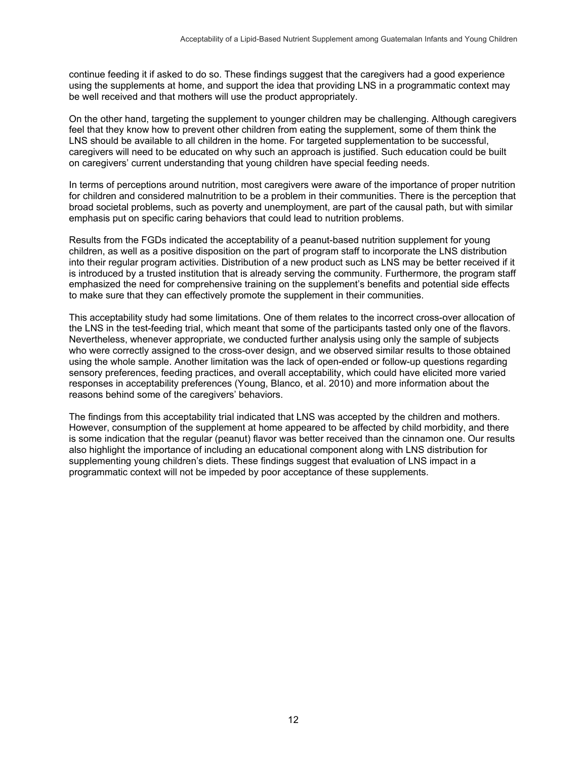continue feeding it if asked to do so. These findings suggest that the caregivers had a good experience using the supplements at home, and support the idea that providing LNS in a programmatic context may be well received and that mothers will use the product appropriately.

On the other hand, targeting the supplement to younger children may be challenging. Although caregivers feel that they know how to prevent other children from eating the supplement, some of them think the LNS should be available to all children in the home. For targeted supplementation to be successful, caregivers will need to be educated on why such an approach is justified. Such education could be built on caregivers' current understanding that young children have special feeding needs.

In terms of perceptions around nutrition, most caregivers were aware of the importance of proper nutrition for children and considered malnutrition to be a problem in their communities. There is the perception that broad societal problems, such as poverty and unemployment, are part of the causal path, but with similar emphasis put on specific caring behaviors that could lead to nutrition problems.

Results from the FGDs indicated the acceptability of a peanut-based nutrition supplement for young children, as well as a positive disposition on the part of program staff to incorporate the LNS distribution into their regular program activities. Distribution of a new product such as LNS may be better received if it is introduced by a trusted institution that is already serving the community. Furthermore, the program staff emphasized the need for comprehensive training on the supplement's benefits and potential side effects to make sure that they can effectively promote the supplement in their communities.

This acceptability study had some limitations. One of them relates to the incorrect cross-over allocation of the LNS in the test-feeding trial, which meant that some of the participants tasted only one of the flavors. Nevertheless, whenever appropriate, we conducted further analysis using only the sample of subjects who were correctly assigned to the cross-over design, and we observed similar results to those obtained using the whole sample. Another limitation was the lack of open-ended or follow-up questions regarding sensory preferences, feeding practices, and overall acceptability, which could have elicited more varied responses in acceptability preferences (Young, Blanco, et al. 2010) and more information about the reasons behind some of the caregivers' behaviors.

The findings from this acceptability trial indicated that LNS was accepted by the children and mothers. However, consumption of the supplement at home appeared to be affected by child morbidity, and there is some indication that the regular (peanut) flavor was better received than the cinnamon one. Our results also highlight the importance of including an educational component along with LNS distribution for supplementing young children's diets. These findings suggest that evaluation of LNS impact in a programmatic context will not be impeded by poor acceptance of these supplements.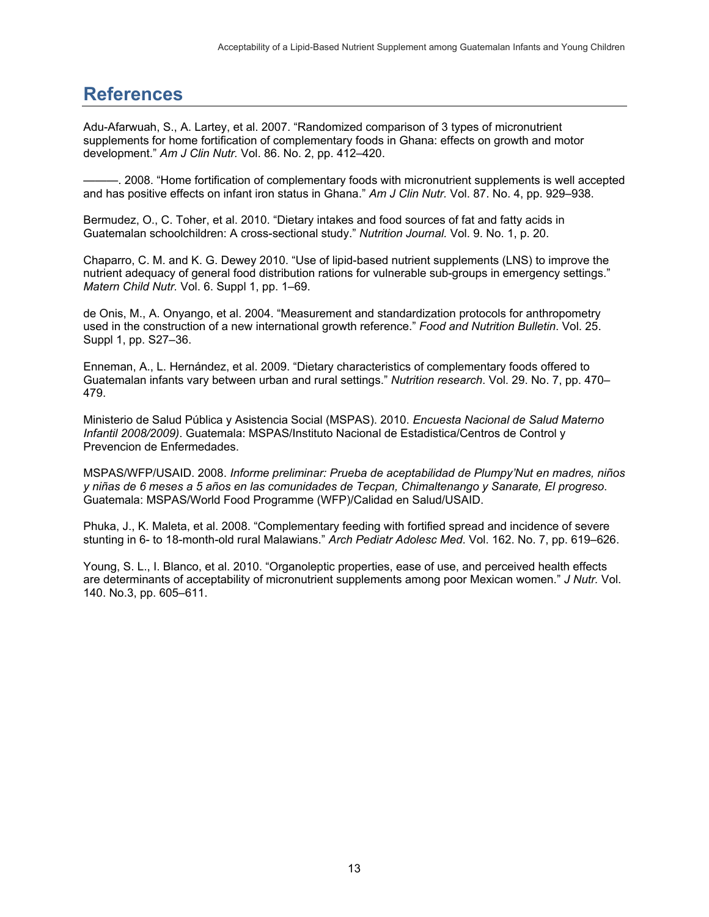# References

Adu-Afarwuah, S., A. Lartey, et al. 2007. “Randomized comparison of 3 types of micronutrient supplements for home fortification of complementary foods in Ghana: effects on growth and motor development.” *Am J Clin Nutr.* Vol. 86. No. 2, pp. 412–420.

———. 2008. “Home fortification of complementary foods with micronutrient supplements is well accepted and has positive effects on infant iron status in Ghana.” *Am J Clin Nutr.* Vol. 87. No. 4, pp. 929–938.

Bermudez, O., C. Toher, et al. 2010. “Dietary intakes and food sources of fat and fatty acids in Guatemalan schoolchildren: A cross-sectional study.” *Nutrition Journal.* Vol. 9. No. 1, p. 20.

Chaparro, C. M. and K. G. Dewey 2010. “Use of lipid-based nutrient supplements (LNS) to improve the nutrient adequacy of general food distribution rations for vulnerable sub-groups in emergency settings.” *Matern Child Nutr.* Vol. 6. Suppl 1, pp. 1–69.

de Onis, M., A. Onyango, et al. 2004. “Measurement and standardization protocols for anthropometry used in the construction of a new international growth reference.” *Food and Nutrition Bulletin*. Vol. 25. Suppl 1, pp. S27–36.

Enneman, A., L. Hernández, et al. 2009. “Dietary characteristics of complementary foods offered to Guatemalan infants vary between urban and rural settings.” *Nutrition research*. Vol. 29. No. 7, pp. 470–479.

Ministerio de Salud Pública y Asistencia Social (MSPAS). 2010. *Encuesta Nacional de Salud Materno Infantil 2008/2009)*. Guatemala: MSPAS/Instituto Nacional de Estadistica/Centros de Control y Prevencion de Enfermedades.

MSPAS/WFP/USAID. 2008. *Informe preliminar: Prueba de aceptabilidad de Plumpy'Nut en madres, niños y niñas de 6 meses a 5 años en las comunidades de Tecpan, Chimaltenango y Sanarate, El progreso*. Guatemala: MSPAS/World Food Programme (WFP)/Calidad en Salud/USAID.

Phuka, J., K. Maleta, et al. 2008. “Complementary feeding with fortified spread and incidence of severe stunting in 6- to 18-month-old rural Malawians.” *Arch Pediatr Adolesc Med*. Vol. 162. No. 7, pp. 619–626.

Young, S. L., I. Blanco, et al. 2010. “Organoleptic properties, ease of use, and perceived health effects are determinants of acceptability of micronutrient supplements among poor Mexican women.” *J Nutr.* Vol. 140. No.3, pp. 605–611.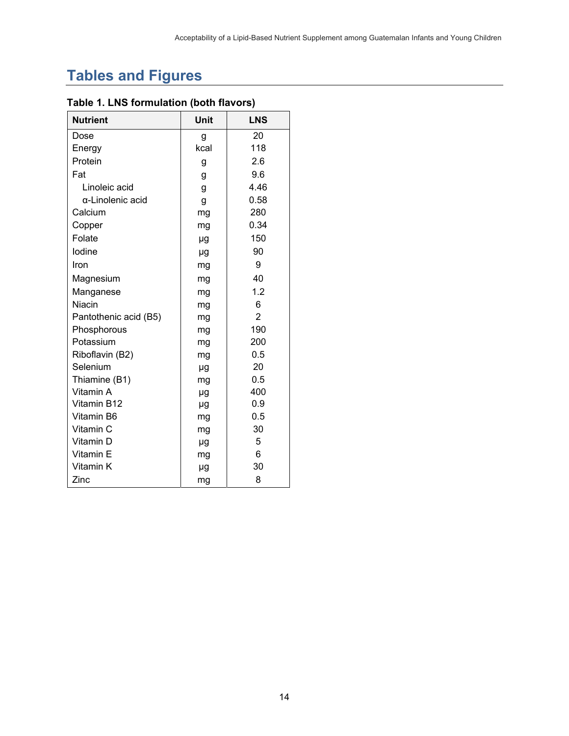# Tables and Figures

**Table 1. LNS formulation (both flavors)**

| Nutrient | Unit | LNS |
|---|---|---|
| Dose | g | 20 |
| Energy | kcal | 118 |
| Protein | g | 2.6 |
| Fat | g | 9.6 |
| Linoleic acid | g | 4.46 |
| α-Linolenic acid | g | 0.58 |
| Calcium | mg | 280 |
| Copper | mg | 0.34 |
| Folate | µg | 150 |
| Iodine | µg | 90 |
| Iron | mg | 9 |
| Magnesium | mg | 40 |
| Manganese | mg | 1.2 |
| Niacin | mg | 6 |
| Pantothenic acid (B5) | mg | 2 |
| Phosphorous | mg | 190 |
| Potassium | mg | 200 |
| Riboflavin (B2) | mg | 0.5 |
| Selenium | µg | 20 |
| Thiamine (B1) | mg | 0.5 |
| Vitamin A | µg | 400 |
| Vitamin B12 | µg | 0.9 |
| Vitamin B6 | mg | 0.5 |
| Vitamin C | mg | 30 |
| Vitamin D | µg | 5 |
| Vitamin E | mg | 6 |
| Vitamin K | µg | 30 |
| Zinc | mg | 8 |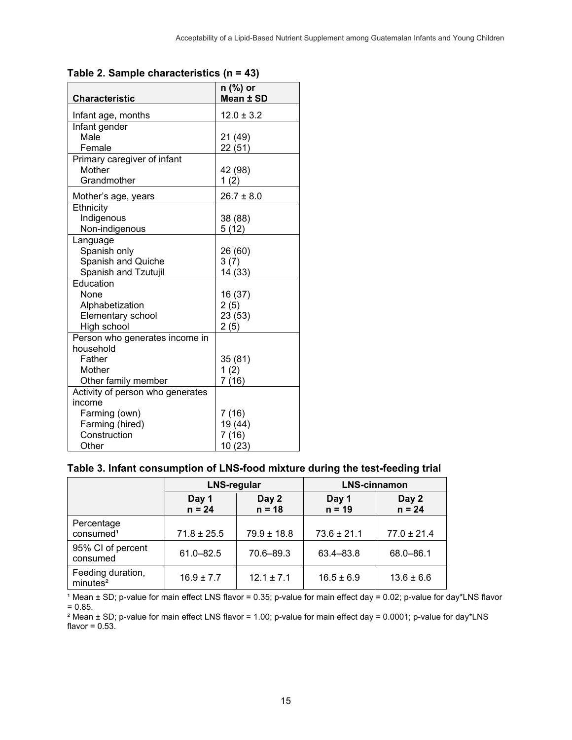**Table 2. Sample characteristics (n = 43)**

| Characteristic | n (%) or Mean ± SD |
|---|---|
| Infant age, months | 12.0 ± 3.2 |
| Infant gender | |
| Male | 21 (49) |
| Female | 22 (51) |
| Primary caregiver of infant | |
| Mother | 42 (98) |
| Grandmother | 1 (2) |
| Mother's age, years | 26.7 ± 8.0 |
| Ethnicity | |
| Indigenous | 38 (88) |
| Non-indigenous | 5 (12) |
| Language | |
| Spanish only | 26 (60) |
| Spanish and Quiche | 3 (7) |
| Spanish and Tzutujil | 14 (33) |
| Education | |
| None | 16 (37) |
| Alphabetization | 2 (5) |
| Elementary school | 23 (53) |
| High school | 2 (5) |
| Person who generates income in household | |
| Father | 35 (81) |
| Mother | 1 (2) |
| Other family member | 7 (16) |
| Activity of person who generates income | |
| Farming (own) | 7 (16) |
| Farming (hired) | 19 (44) |
| Construction | 7 (16) |
| Other | 10 (23) |

**Table 3. Infant consumption of LNS-food mixture during the test-feeding trial**

| | LNS-regular | | LNS-cinnamon | |
|---|---|---|---|---|
| | Day 1 n = 24 | Day 2 n = 18 | Day 1 n = 19 | Day 2 n = 24 |
| Percentage consumed[1] | 71.8 ± 25.5 | 79.9 ± 18.8 | 73.6 ± 21.1 | 77.0 ± 21.4 |
| 95% CI of percent consumed | 61.0–82.5 | 70.6–89.3 | 63.4–83.8 | 68.0–86.1 |
| Feeding duration, minutes[2] | 16.9 ± 7.7 | 12.1 ± 7.1 | 16.5 ± 6.9 | 13.6 ± 6.6 |

[1] Mean ± SD; p-value for main effect LNS flavor = 0.35; p-value for main effect day = 0.02; p-value for day*LNS flavor = 0.85.

[2] Mean ± SD; p-value for main effect LNS flavor = 1.00; p-value for main effect day = 0.0001; p-value for day*LNS flavor = 0.53.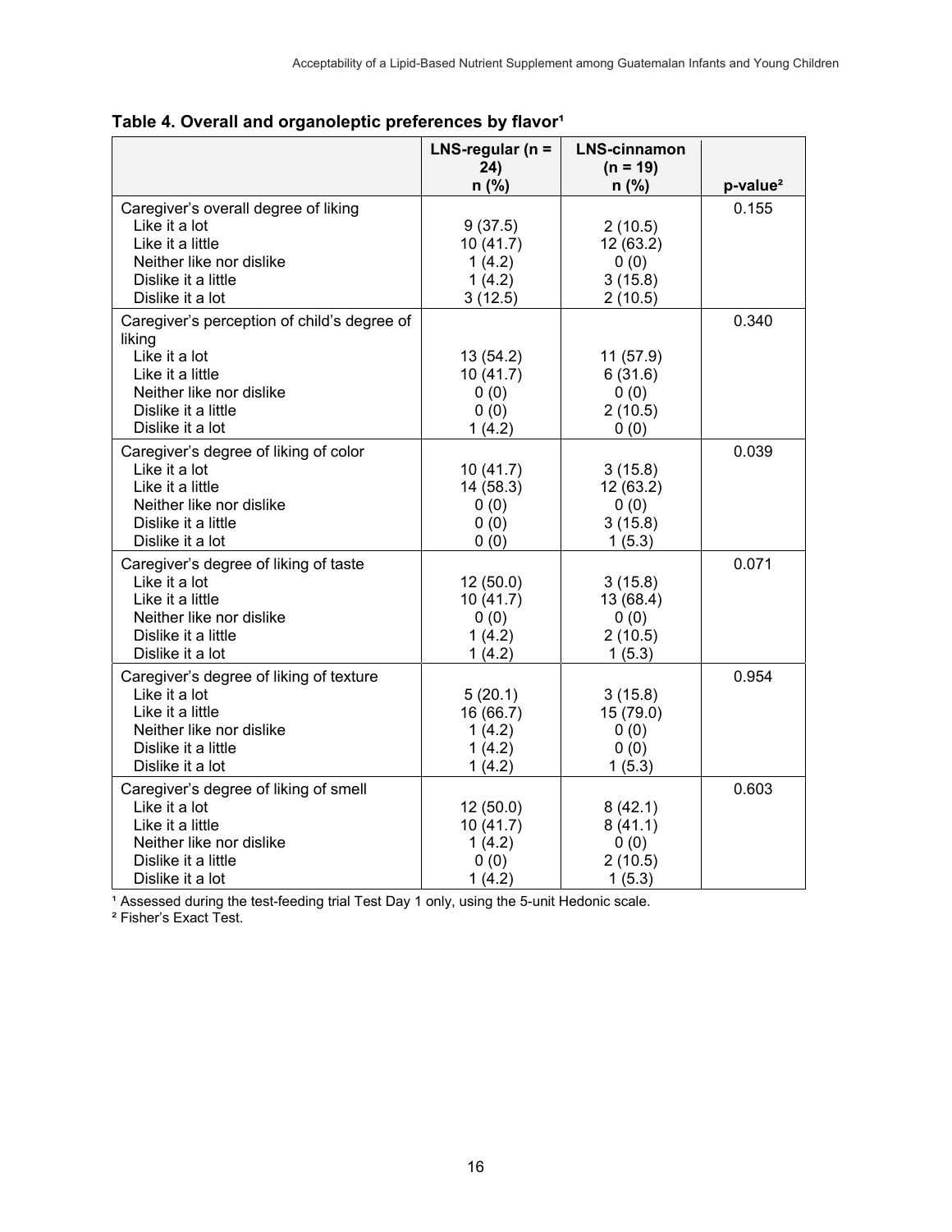**Table 4. Overall and organoleptic preferences by flavor[1]**

| | LNS-regular (n = 24) n (%) | LNS-cinnamon (n = 19) n (%) | p-value[2] |
|---|---|---|---|
| Caregiver's overall degree of liking | | | 0.155 |
| Like it a lot | 9 (37.5) | 2 (10.5) | |
| Like it a little | 10 (41.7) | 12 (63.2) | |
| Neither like nor dislike | 1 (4.2) | 0 (0) | |
| Dislike it a little | 1 (4.2) | 3 (15.8) | |
| Dislike it a lot | 3 (12.5) | 2 (10.5) | |
| Caregiver's perception of child's degree of liking | | | 0.340 |
| Like it a lot | 13 (54.2) | 11 (57.9) | |
| Like it a little | 10 (41.7) | 6 (31.6) | |
| Neither like nor dislike | 0 (0) | 0 (0) | |
| Dislike it a little | 0 (0) | 2 (10.5) | |
| Dislike it a lot | 1 (4.2) | 0 (0) | |
| Caregiver's degree of liking of color | | | 0.039 |
| Like it a lot | 10 (41.7) | 3 (15.8) | |
| Like it a little | 14 (58.3) | 12 (63.2) | |
| Neither like nor dislike | 0 (0) | 0 (0) | |
| Dislike it a little | 0 (0) | 3 (15.8) | |
| Dislike it a lot | 0 (0) | 1 (5.3) | |
| Caregiver's degree of liking of taste | | | 0.071 |
| Like it a lot | 12 (50.0) | 3 (15.8) | |
| Like it a little | 10 (41.7) | 13 (68.4) | |
| Neither like nor dislike | 0 (0) | 0 (0) | |
| Dislike it a little | 1 (4.2) | 2 (10.5) | |
| Dislike it a lot | 1 (4.2) | 1 (5.3) | |
| Caregiver's degree of liking of texture | | | 0.954 |
| Like it a lot | 5 (20.1) | 3 (15.8) | |
| Like it a little | 16 (66.7) | 15 (79.0) | |
| Neither like nor dislike | 1 (4.2) | 0 (0) | |
| Dislike it a little | 1 (4.2) | 0 (0) | |
| Dislike it a lot | 1 (4.2) | 1 (5.3) | |
| Caregiver's degree of liking of smell | | | 0.603 |
| Like it a lot | 12 (50.0) | 8 (42.1) | |
| Like it a little | 10 (41.7) | 8 (41.1) | |
| Neither like nor dislike | 1 (4.2) | 0 (0) | |
| Dislike it a little | 0 (0) | 2 (10.5) | |
| Dislike it a lot | 1 (4.2) | 1 (5.3) | |

[1] Assessed during the test-feeding trial Test Day 1 only, using the 5-unit Hedonic scale.
[2] Fisher's Exact Test.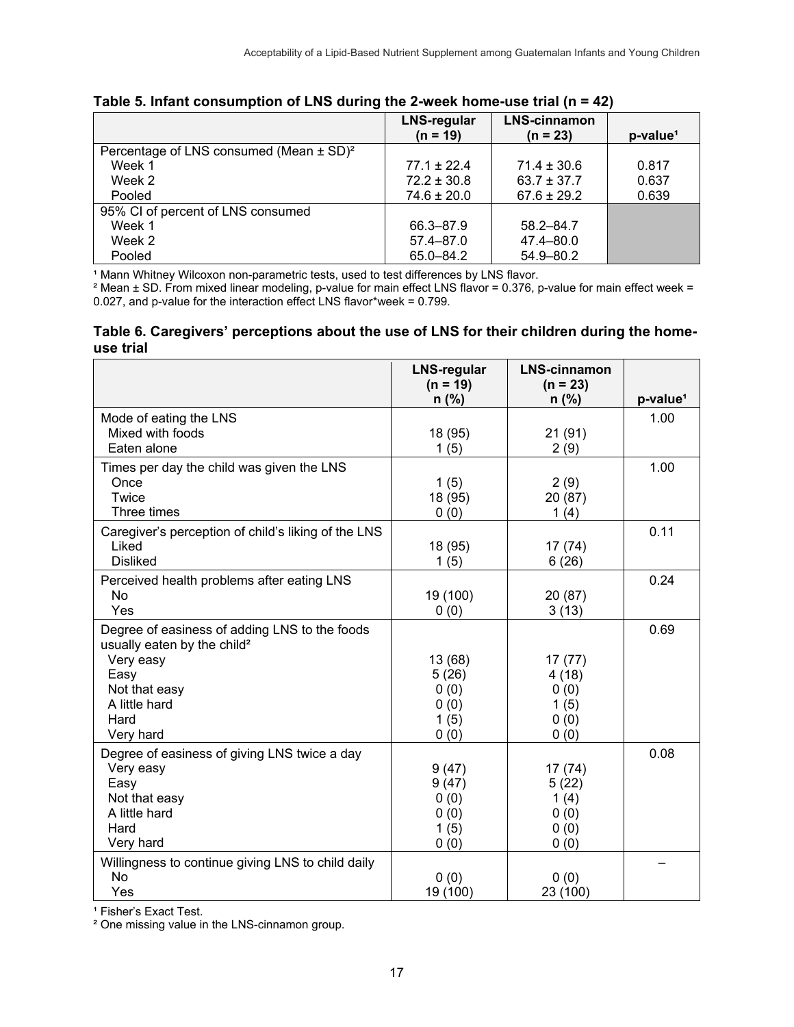**Table 5. Infant consumption of LNS during the 2-week home-use trial (n = 42)**

| | LNS-regular (n = 19) | LNS-cinnamon (n = 23) | p-value[1] |
|---|---|---|---|
| Percentage of LNS consumed (Mean ± SD)[2] | | | |
| Week 1 | 77.1 ± 22.4 | 71.4 ± 30.6 | 0.817 |
| Week 2 | 72.2 ± 30.8 | 63.7 ± 37.7 | 0.637 |
| Pooled | 74.6 ± 20.0 | 67.6 ± 29.2 | 0.639 |
| 95% CI of percent of LNS consumed | | | |
| Week 1 | 66.3–87.9 | 58.2–84.7 | |
| Week 2 | 57.4–87.0 | 47.4–80.0 | |
| Pooled | 65.0–84.2 | 54.9–80.2 | |

[1] Mann Whitney Wilcoxon non-parametric tests, used to test differences by LNS flavor.
[2] Mean ± SD. From mixed linear modeling, p-value for main effect LNS flavor = 0.376, p-value for main effect week = 0.027, and p-value for the interaction effect LNS flavor*week = 0.799.

**Table 6. Caregivers' perceptions about the use of LNS for their children during the home-use trial**

| | LNS-regular (n = 19) n (%) | LNS-cinnamon (n = 23) n (%) | p-value[1] |
|---|---|---|---|
| Mode of eating the LNS | | | 1.00 |
| Mixed with foods | 18 (95) | 21 (91) | |
| Eaten alone | 1 (5) | 2 (9) | |
| Times per day the child was given the LNS | | | 1.00 |
| Once | 1 (5) | 2 (9) | |
| Twice | 18 (95) | 20 (87) | |
| Three times | 0 (0) | 1 (4) | |
| Caregiver's perception of child's liking of the LNS | | | 0.11 |
| Liked | 18 (95) | 17 (74) | |
| Disliked | 1 (5) | 6 (26) | |
| Perceived health problems after eating LNS | | | 0.24 |
| No | 19 (100) | 20 (87) | |
| Yes | 0 (0) | 3 (13) | |
| Degree of easiness of adding LNS to the foods usually eaten by the child[2] | | | 0.69 |
| Very easy | 13 (68) | 17 (77) | |
| Easy | 5 (26) | 4 (18) | |
| Not that easy | 0 (0) | 0 (0) | |
| A little hard | 0 (0) | 1 (5) | |
| Hard | 1 (5) | 0 (0) | |
| Very hard | 0 (0) | 0 (0) | |
| Degree of easiness of giving LNS twice a day | | | 0.08 |
| Very easy | 9 (47) | 17 (74) | |
| Easy | 9 (47) | 5 (22) | |
| Not that easy | 0 (0) | 1 (4) | |
| A little hard | 0 (0) | 0 (0) | |
| Hard | 1 (5) | 0 (0) | |
| Very hard | 0 (0) | 0 (0) | |
| Willingness to continue giving LNS to child daily | | | – |
| No | 0 (0) | 0 (0) | |
| Yes | 19 (100) | 23 (100) | |

[1] Fisher's Exact Test.
[2] One missing value in the LNS-cinnamon group.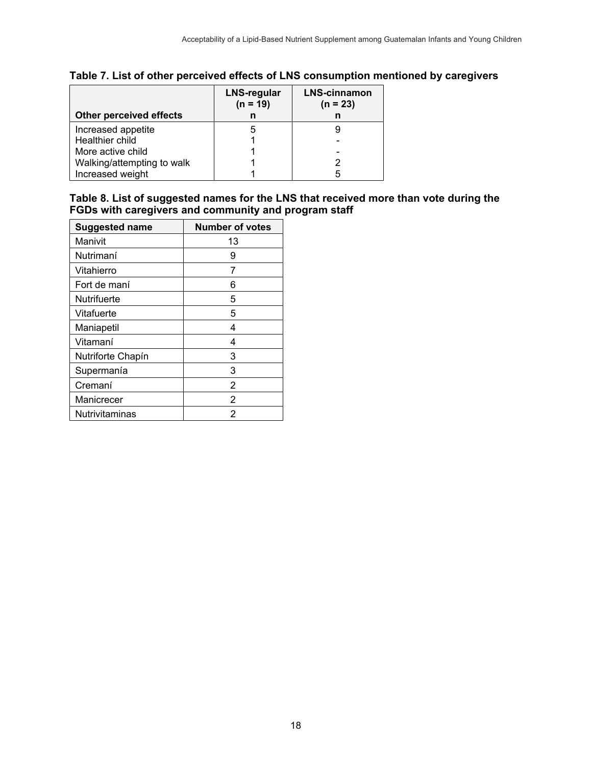**Table 7. List of other perceived effects of LNS consumption mentioned by caregivers**

| Other perceived effects | LNS-regular (n = 19) n | LNS-cinnamon (n = 23) n |
|---|---|---|
| Increased appetite | 5 | 9 |
| Healthier child | 1 | - |
| More active child | 1 | - |
| Walking/attempting to walk | 1 | 2 |
| Increased weight | 1 | 5 |

**Table 8. List of suggested names for the LNS that received more than vote during the FGDs with caregivers and community and program staff**

| Suggested name | Number of votes |
|---|---|
| Manivit | 13 |
| Nutrimaní | 9 |
| Vitahierro | 7 |
| Fort de maní | 6 |
| Nutrifuerte | 5 |
| Vitafuerte | 5 |
| Maniapetil | 4 |
| Vitamaní | 4 |
| Nutriforte Chapín | 3 |
| Supermanía | 3 |
| Cremaní | 2 |
| Manicrecer | 2 |
| Nutrivitaminas | 2 |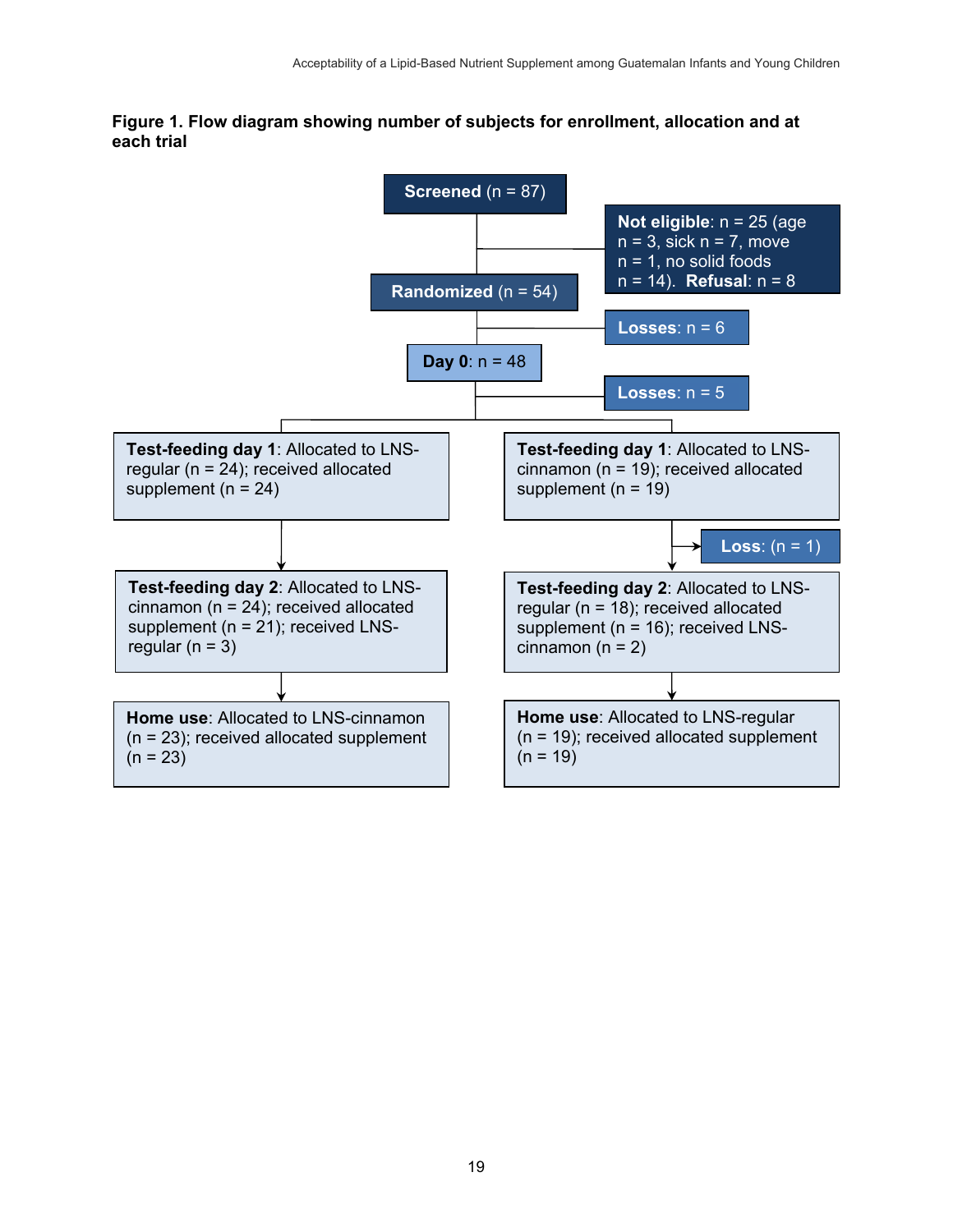**Figure 1. Flow diagram showing number of subjects for enrollment, allocation and at each trial**

**Screened** (n = 87)

**Not eligible**: n = 25 (age n = 3, sick n = 7, move n = 1, no solid foods n = 14). **Refusal**: n = 8

**Randomized** (n = 54)

**Losses**: n = 6

**Day 0**: n = 48

**Losses**: n = 5

**Test-feeding day 1**: Allocated to LNS-regular (n = 24); received allocated supplement (n = 24)

**Test-feeding day 1**: Allocated to LNS-cinnamon (n = 19); received allocated supplement (n = 19)

**Loss**: (n = 1)

**Test-feeding day 2**: Allocated to LNS-cinnamon (n = 24); received allocated supplement (n = 21); received LNS-regular (n = 3)

**Test-feeding day 2**: Allocated to LNS-regular (n = 18); received allocated supplement (n = 16); received LNS-cinnamon (n = 2)

**Home use**: Allocated to LNS-cinnamon (n = 23); received allocated supplement (n = 23)

**Home use**: Allocated to LNS-regular (n = 19); received allocated supplement (n = 19)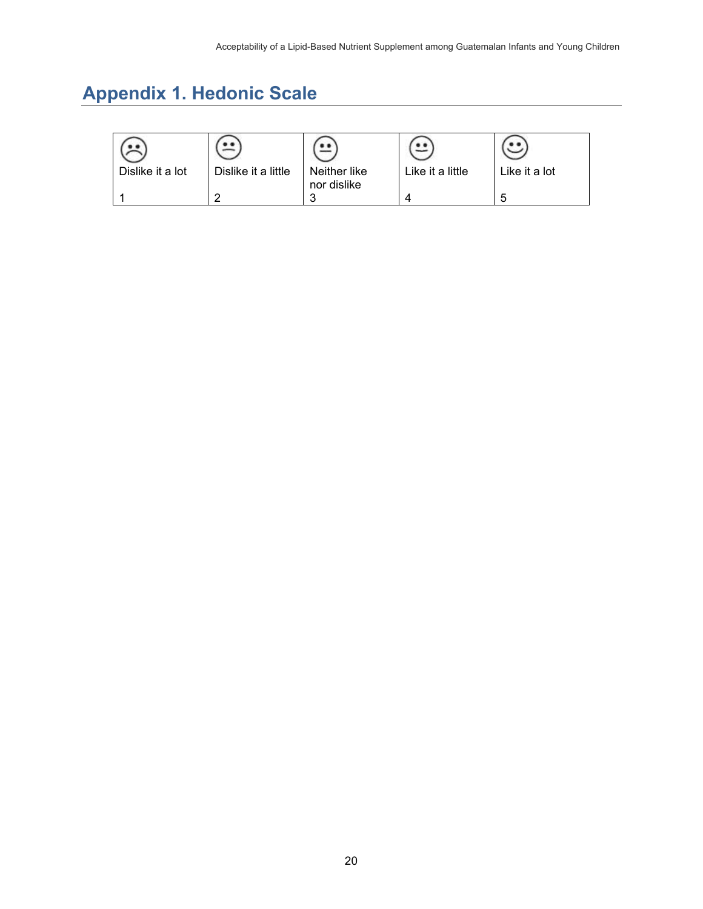# Appendix 1. Hedonic Scale

| Dislike it a lot | Dislike it a little | Neither like nor dislike | Like it a little | Like it a lot |
|---|---|---|---|---|
| 1 | 2 | 3 | 4 | 5 |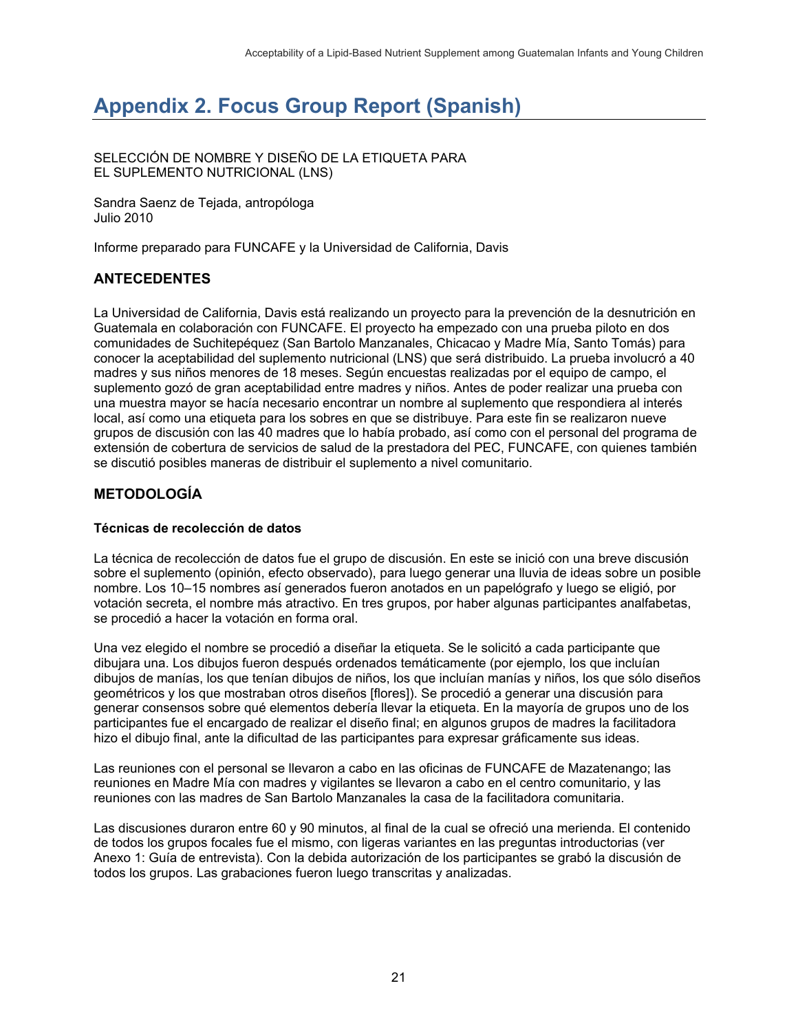# Appendix 2. Focus Group Report (Spanish)

SELECCIÓN DE NOMBRE Y DISEÑO DE LA ETIQUETA PARA
EL SUPLEMENTO NUTRICIONAL (LNS)

Sandra Saenz de Tejada, antropóloga
Julio 2010

Informe preparado para FUNCAFE y la Universidad de California, Davis

## ANTECEDENTES

La Universidad de California, Davis está realizando un proyecto para la prevención de la desnutrición en Guatemala en colaboración con FUNCAFE. El proyecto ha empezado con una prueba piloto en dos comunidades de Suchitepéquez (San Bartolo Manzanales, Chicacao y Madre Mía, Santo Tomás) para conocer la aceptabilidad del suplemento nutricional (LNS) que será distribuido. La prueba involucró a 40 madres y sus niños menores de 18 meses. Según encuestas realizadas por el equipo de campo, el suplemento gozó de gran aceptabilidad entre madres y niños. Antes de poder realizar una prueba con una muestra mayor se hacía necesario encontrar un nombre al suplemento que respondiera al interés local, así como una etiqueta para los sobres en que se distribuye. Para este fin se realizaron nueve grupos de discusión con las 40 madres que lo había probado, así como con el personal del programa de extensión de cobertura de servicios de salud de la prestadora del PEC, FUNCAFE, con quienes también se discutió posibles maneras de distribuir el suplemento a nivel comunitario.

## METODOLOGÍA

### Técnicas de recolección de datos

La técnica de recolección de datos fue el grupo de discusión. En este se inició con una breve discusión sobre el suplemento (opinión, efecto observado), para luego generar una lluvia de ideas sobre un posible nombre. Los 10–15 nombres así generados fueron anotados en un papelógrafo y luego se eligió, por votación secreta, el nombre más atractivo. En tres grupos, por haber algunas participantes analfabetas, se procedió a hacer la votación en forma oral.

Una vez elegido el nombre se procedió a diseñar la etiqueta. Se le solicitó a cada participante que dibujara una. Los dibujos fueron después ordenados temáticamente (por ejemplo, los que incluían dibujos de manías, los que tenían dibujos de niños, los que incluían manías y niños, los que sólo diseños geométricos y los que mostraban otros diseños [flores]). Se procedió a generar una discusión para generar consensos sobre qué elementos debería llevar la etiqueta. En la mayoría de grupos uno de los participantes fue el encargado de realizar el diseño final; en algunos grupos de madres la facilitadora hizo el dibujo final, ante la dificultad de las participantes para expresar gráficamente sus ideas.

Las reuniones con el personal se llevaron a cabo en las oficinas de FUNCAFE de Mazatenango; las reuniones en Madre Mía con madres y vigilantes se llevaron a cabo en el centro comunitario, y las reuniones con las madres de San Bartolo Manzanales la casa de la facilitadora comunitaria.

Las discusiones duraron entre 60 y 90 minutos, al final de la cual se ofreció una merienda. El contenido de todos los grupos focales fue el mismo, con ligeras variantes en las preguntas introductorias (ver Anexo 1: Guía de entrevista). Con la debida autorización de los participantes se grabó la discusión de todos los grupos. Las grabaciones fueron luego transcritas y analizadas.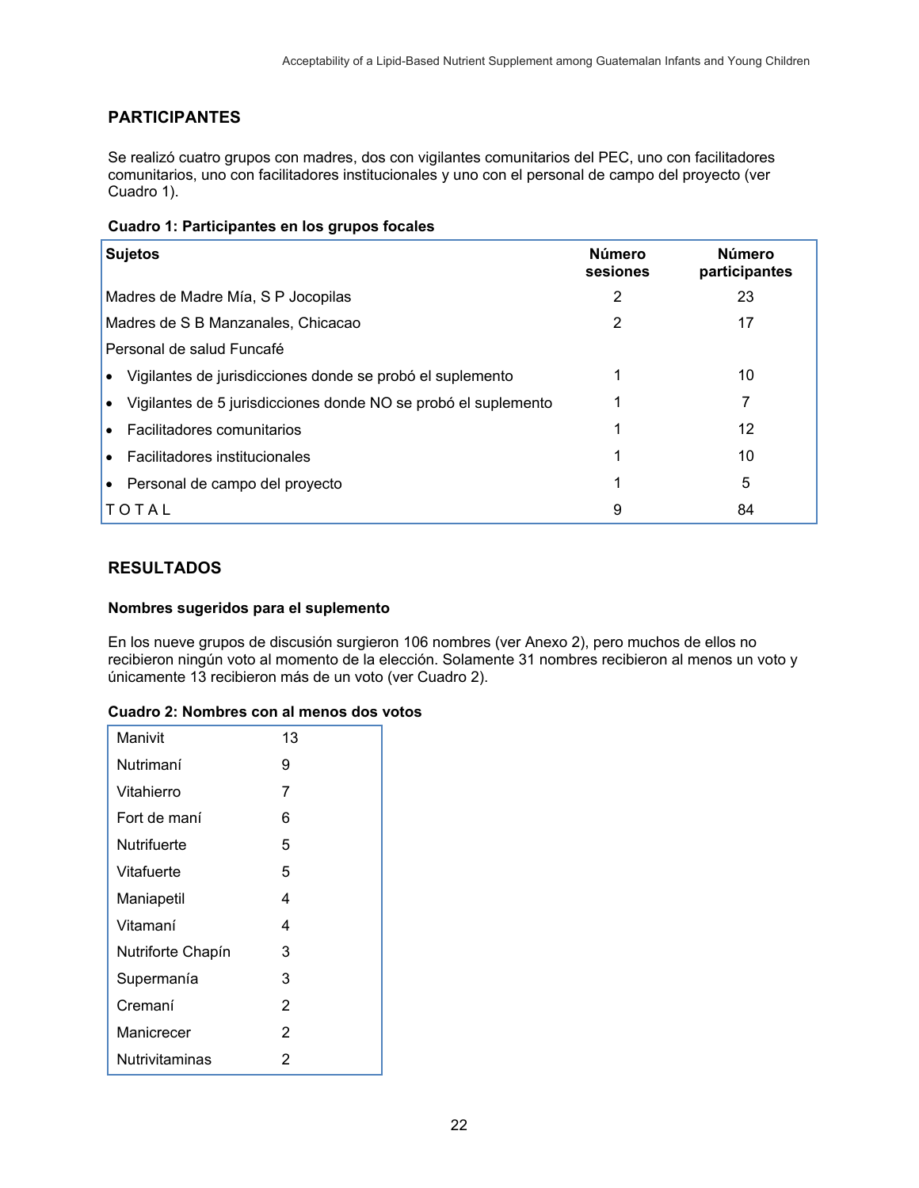## PARTICIPANTES

Se realizó cuatro grupos con madres, dos con vigilantes comunitarios del PEC, uno con facilitadores comunitarios, uno con facilitadores institucionales y uno con el personal de campo del proyecto (ver Cuadro 1).

**Cuadro 1: Participantes en los grupos focales**

| Sujetos | Número sesiones | Número participantes |
|---|---|---|
| Madres de Madre Mía, S P Jocopilas | 2 | 23 |
| Madres de S B Manzanales, Chicacao | 2 | 17 |
| Personal de salud Funcafé | | |
| • Vigilantes de jurisdicciones donde se probó el suplemento | 1 | 10 |
| • Vigilantes de 5 jurisdicciones donde NO se probó el suplemento | 1 | 7 |
| • Facilitadores comunitarios | 1 | 12 |
| • Facilitadores institucionales | 1 | 10 |
| • Personal de campo del proyecto | 1 | 5 |
| TOTAL | 9 | 84 |

## RESULTADOS

### Nombres sugeridos para el suplemento

En los nueve grupos de discusión surgieron 106 nombres (ver Anexo 2), pero muchos de ellos no recibieron ningún voto al momento de la elección. Solamente 31 nombres recibieron al menos un voto y únicamente 13 recibieron más de un voto (ver Cuadro 2).

**Cuadro 2: Nombres con al menos dos votos**

| | |
|---|---|
| Manivit | 13 |
| Nutrimaní | 9 |
| Vitahierro | 7 |
| Fort de maní | 6 |
| Nutrifuerte | 5 |
| Vitafuerte | 5 |
| Maniapetil | 4 |
| Vitamaní | 4 |
| Nutriforte Chapín | 3 |
| Supermanía | 3 |
| Cremaní | 2 |
| Manicrecer | 2 |
| Nutrivitaminas | 2 |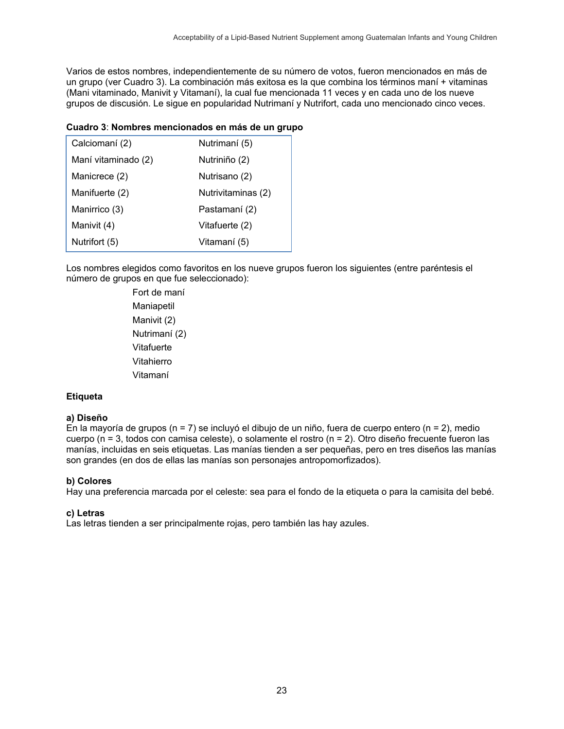Varios de estos nombres, independientemente de su número de votos, fueron mencionados en más de un grupo (ver Cuadro 3). La combinación más exitosa es la que combina los términos maní + vitaminas (Mani vitaminado, Manivit y Vitamaní), la cual fue mencionada 11 veces y en cada uno de los nueve grupos de discusión. Le sigue en popularidad Nutrimaní y Nutrifort, cada uno mencionado cinco veces.

**Cuadro 3**: **Nombres mencionados en más de un grupo**

| | |
|---|---|
| Calciomaní (2) | Nutrimaní (5) |
| Maní vitaminado (2) | Nutriniño (2) |
| Manicrece (2) | Nutrisano (2) |
| Manifuerte (2) | Nutrivitaminas (2) |
| Manirrico (3) | Pastamaní (2) |
| Manivit (4) | Vitafuerte (2) |
| Nutrifort (5) | Vitamaní (5) |

Los nombres elegidos como favoritos en los nueve grupos fueron los siguientes (entre paréntesis el número de grupos en que fue seleccionado):

- Fort de maní
- Maniapetil
- Manivit (2)
- Nutrimaní (2)
- Vitafuerte
- Vitahierro
- Vitamaní

**Etiqueta**

**a) Diseño**
En la mayoría de grupos (n = 7) se incluyó el dibujo de un niño, fuera de cuerpo entero (n = 2), medio cuerpo (n = 3, todos con camisa celeste), o solamente el rostro (n = 2). Otro diseño frecuente fueron las manías, incluidas en seis etiquetas. Las manías tienden a ser pequeñas, pero en tres diseños las manías son grandes (en dos de ellas las manías son personajes antropomorfizados).

**b) Colores**
Hay una preferencia marcada por el celeste: sea para el fondo de la etiqueta o para la camisita del bebé.

**c) Letras**
Las letras tienden a ser principalmente rojas, pero también las hay azules.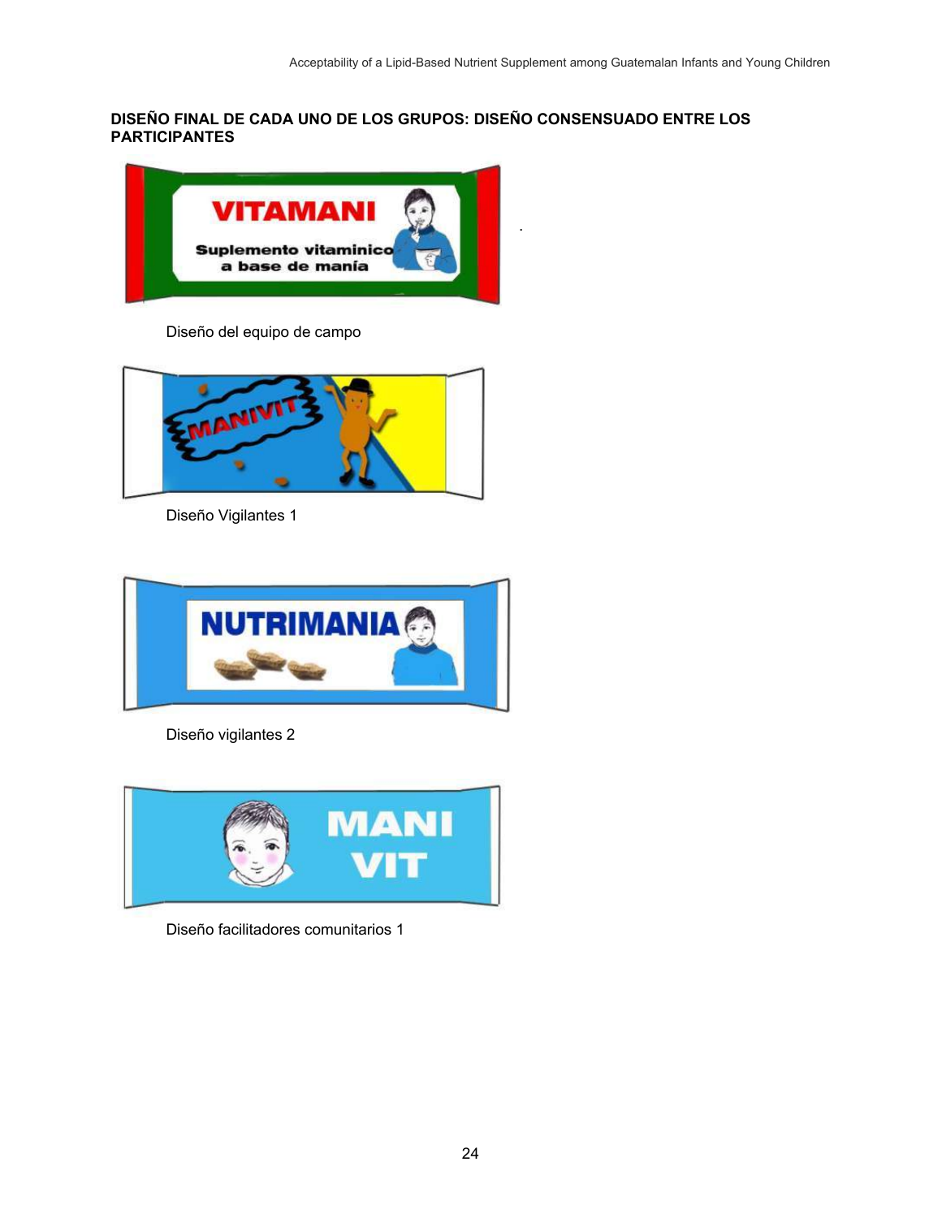**DISEÑO FINAL DE CADA UNO DE LOS GRUPOS: DISEÑO CONSENSUADO ENTRE LOS PARTICIPANTES**

VITAMANI

Suplemento vitaminico a base de manía

Diseño del equipo de campo

MANIVIT

Diseño Vigilantes 1

NUTRIMANIA

Diseño vigilantes 2

MANI VIT

Diseño facilitadores comunitarios 1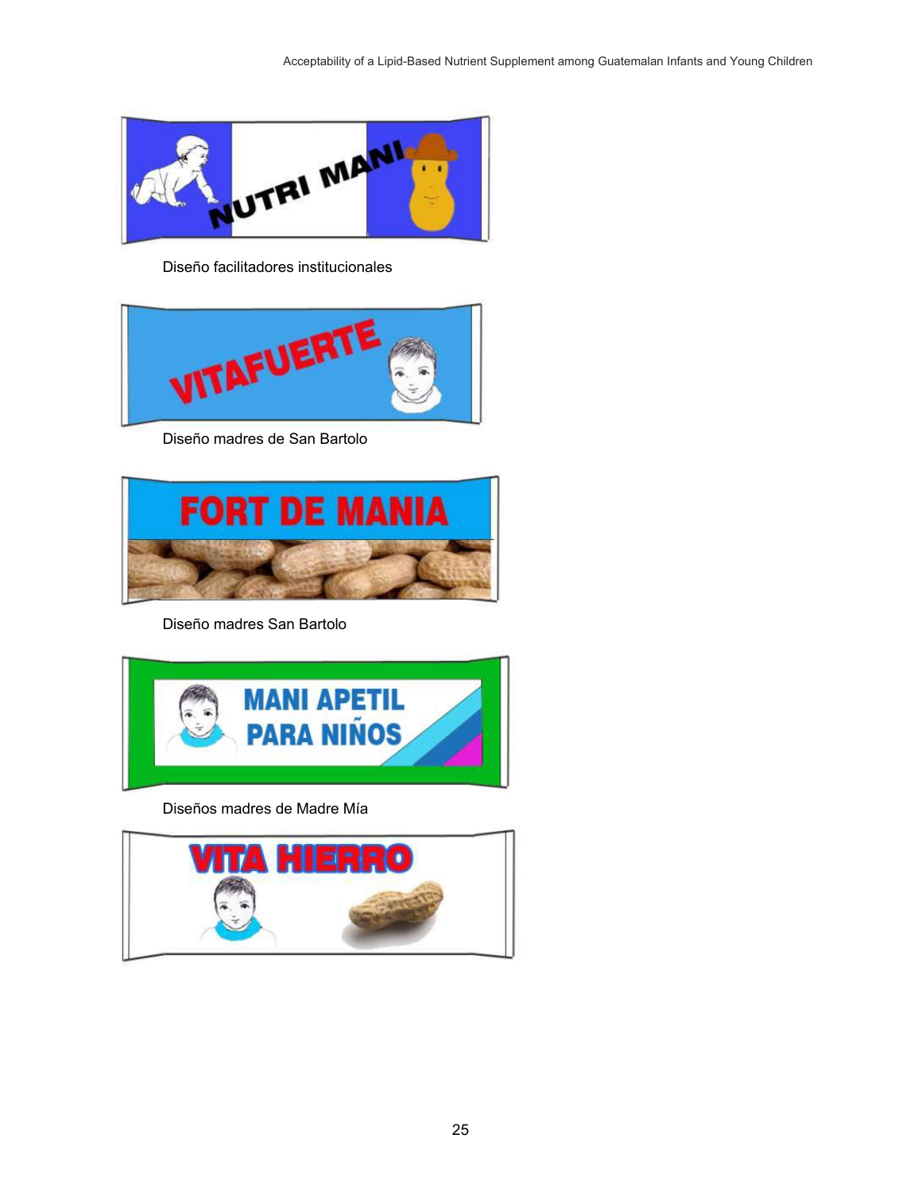Diseño facilitadores institucionales

Diseño madres de San Bartolo

Diseño madres San Bartolo

Diseños madres de Madre Mía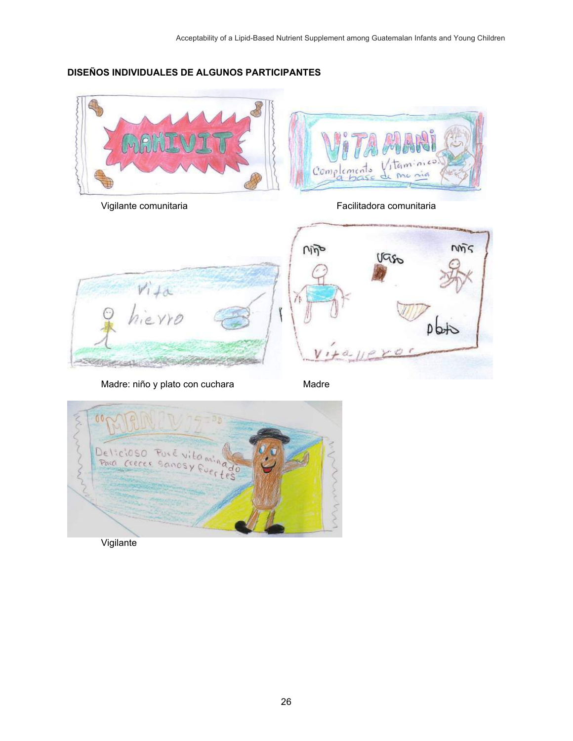**DISEÑOS INDIVIDUALES DE ALGUNOS PARTICIPANTES**

Vigilante comunitaria

Facilitadora comunitaria

Madre: niño y plato con cuchara

Madre

Vigilante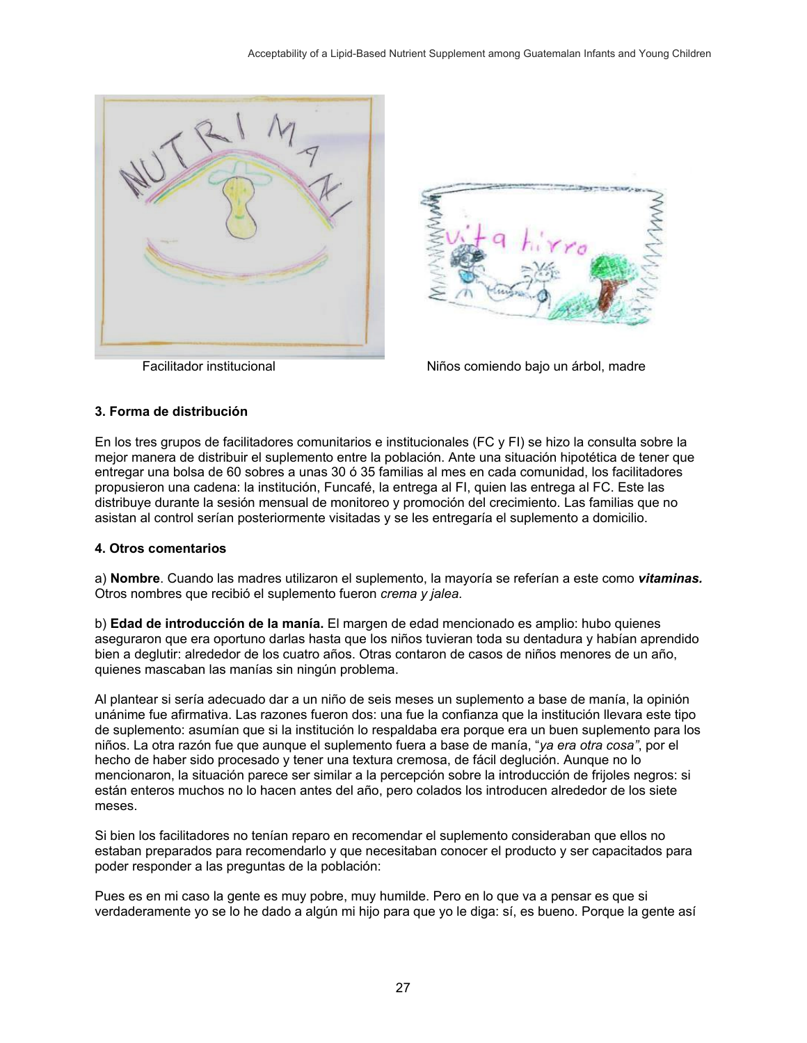Facilitador institucional

Niños comiendo bajo un árbol, madre

**3. Forma de distribución**

En los tres grupos de facilitadores comunitarios e institucionales (FC y FI) se hizo la consulta sobre la mejor manera de distribuir el suplemento entre la población. Ante una situación hipotética de tener que entregar una bolsa de 60 sobres a unas 30 ó 35 familias al mes en cada comunidad, los facilitadores propusieron una cadena: la institución, Funcafé, la entrega al FI, quien las entrega al FC. Este las distribuye durante la sesión mensual de monitoreo y promoción del crecimiento. Las familias que no asistan al control serían posteriormente visitadas y se les entregaría el suplemento a domicilio.

**4. Otros comentarios**

a) **Nombre**. Cuando las madres utilizaron el suplemento, la mayoría se referían a este como ***vitaminas.*** Otros nombres que recibió el suplemento fueron *crema y jalea.*

b) **Edad de introducción de la manía.** El margen de edad mencionado es amplio: hubo quienes aseguraron que era oportuno darlas hasta que los niños tuvieran toda su dentadura y habían aprendido bien a deglutir: alrededor de los cuatro años. Otras contaron de casos de niños menores de un año, quienes mascaban las manías sin ningún problema.

Al plantear si sería adecuado dar a un niño de seis meses un suplemento a base de manía, la opinión unánime fue afirmativa. Las razones fueron dos: una fue la confianza que la institución llevara este tipo de suplemento: asumían que si la institución lo respaldaba era porque era un buen suplemento para los niños. La otra razón fue que aunque el suplemento fuera a base de manía, "*ya era otra cosa"*, por el hecho de haber sido procesado y tener una textura cremosa, de fácil deglución. Aunque no lo mencionaron, la situación parece ser similar a la percepción sobre la introducción de frijoles negros: si están enteros muchos no lo hacen antes del año, pero colados los introducen alrededor de los siete meses.

Si bien los facilitadores no tenían reparo en recomendar el suplemento consideraban que ellos no estaban preparados para recomendarlo y que necesitaban conocer el producto y ser capacitados para poder responder a las preguntas de la población:

Pues es en mi caso la gente es muy pobre, muy humilde. Pero en lo que va a pensar es que si verdaderamente yo se lo he dado a algún mi hijo para que yo le diga: sí, es bueno. Porque la gente así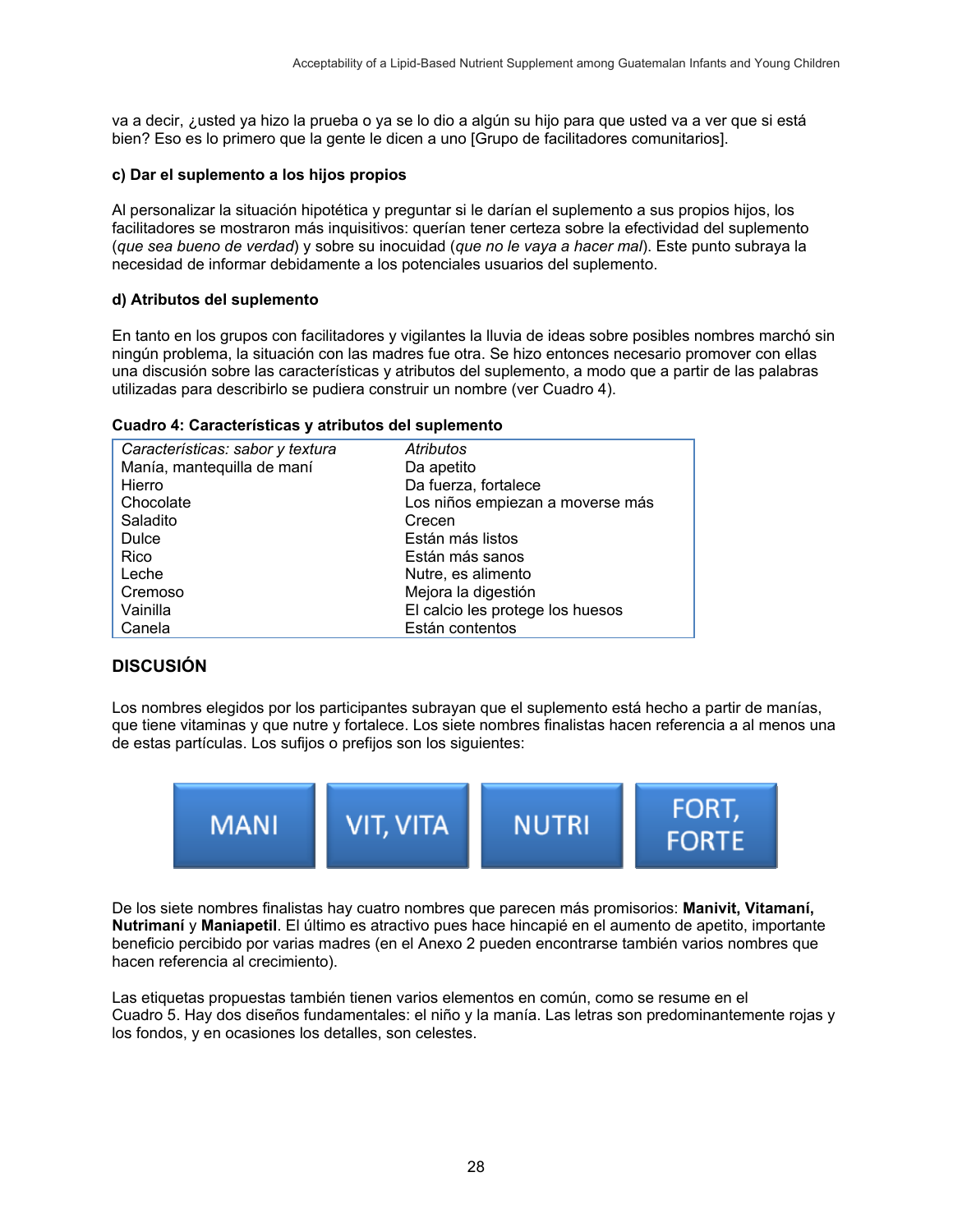va a decir, ¿usted ya hizo la prueba o ya se lo dio a algún su hijo para que usted va a ver que si está bien? Eso es lo primero que la gente le dicen a uno [Grupo de facilitadores comunitarios].

**c) Dar el suplemento a los hijos propios**

Al personalizar la situación hipotética y preguntar si le darían el suplemento a sus propios hijos, los facilitadores se mostraron más inquisitivos: querían tener certeza sobre la efectividad del suplemento (*que sea bueno de verdad*) y sobre su inocuidad (*que no le vaya a hacer mal*). Este punto subraya la necesidad de informar debidamente a los potenciales usuarios del suplemento.

**d) Atributos del suplemento**

En tanto en los grupos con facilitadores y vigilantes la lluvia de ideas sobre posibles nombres marchó sin ningún problema, la situación con las madres fue otra. Se hizo entonces necesario promover con ellas una discusión sobre las características y atributos del suplemento, a modo que a partir de las palabras utilizadas para describirlo se pudiera construir un nombre (ver Cuadro 4).

**Cuadro 4: Características y atributos del suplemento**

| *Características: sabor y textura* | *Atributos* |
|---|---|
| Manía, mantequilla de maní | Da apetito |
| Hierro | Da fuerza, fortalece |
| Chocolate | Los niños empiezan a moverse más |
| Saladito | Crecen |
| Dulce | Están más listos |
| Rico | Están más sanos |
| Leche | Nutre, es alimento |
| Cremoso | Mejora la digestión |
| Vainilla | El calcio les protege los huesos |
| Canela | Están contentos |

## DISCUSIÓN

Los nombres elegidos por los participantes subrayan que el suplemento está hecho a partir de manías, que tiene vitaminas y que nutre y fortalece. Los siete nombres finalistas hacen referencia a al menos una de estas partículas. Los sufijos o prefijos son los siguientes:

MANI | VIT, VITA | NUTRI | FORT, FORTE

De los siete nombres finalistas hay cuatro nombres que parecen más promisorios: **Manivit, Vitamaní, Nutrimaní** y **Maniapetil**. El último es atractivo pues hace hincapié en el aumento de apetito, importante beneficio percibido por varias madres (en el Anexo 2 pueden encontrarse también varios nombres que hacen referencia al crecimiento).

Las etiquetas propuestas también tienen varios elementos en común, como se resume en el Cuadro 5. Hay dos diseños fundamentales: el niño y la manía. Las letras son predominantemente rojas y los fondos, y en ocasiones los detalles, son celestes.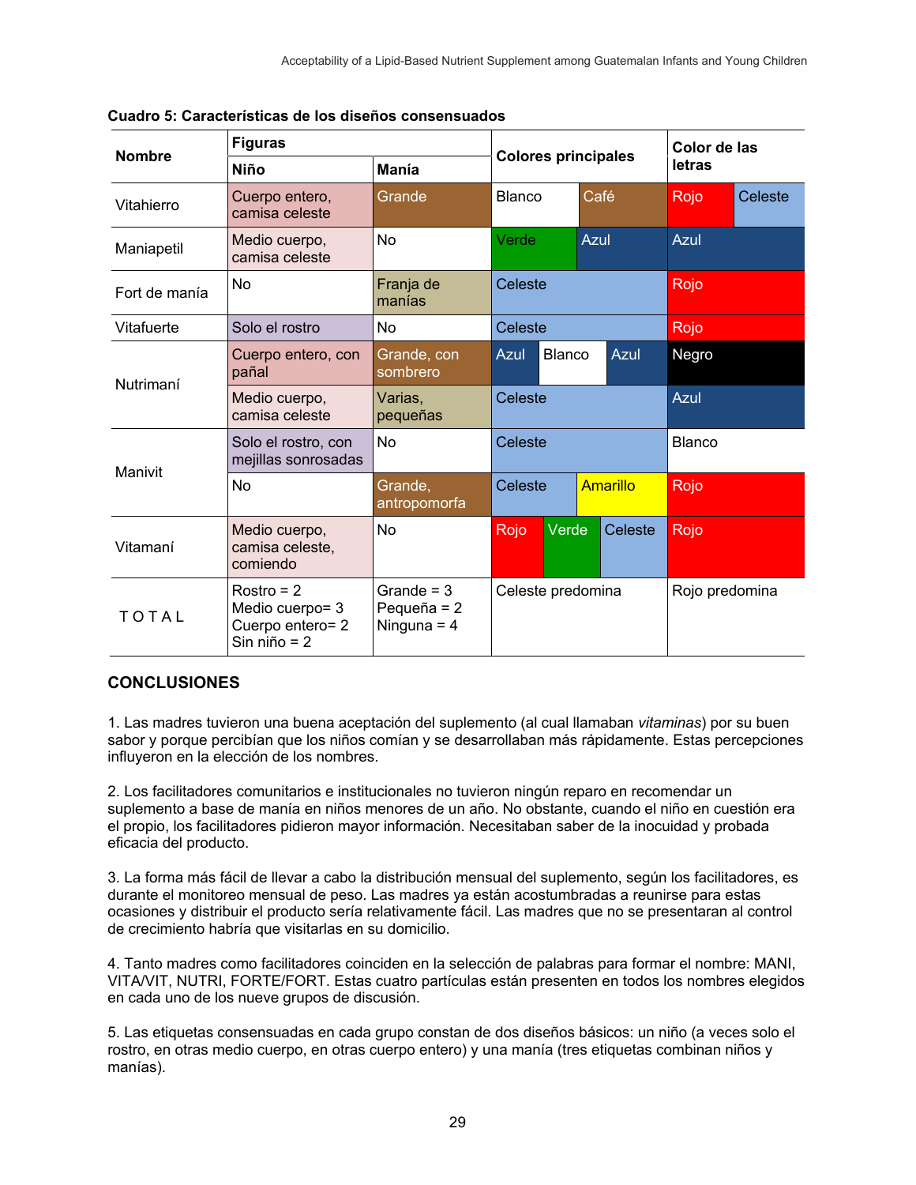**Cuadro 5: Características de los diseños consensuados**

| Nombre | Figuras | | Colores principales | Color de las letras |
|---|---|---|---|---|
| | Niño | Manía | | |
| Vitahierro | Cuerpo entero, camisa celeste | Grande | Blanco, Café | Rojo, Celeste |
| Maniapetil | Medio cuerpo, camisa celeste | No | Verde, Azul | Azul |
| Fort de manía | No | Franja de manías | Celeste | Rojo |
| Vitafuerte | Solo el rostro | No | Celeste | Rojo |
| Nutrimaní | Cuerpo entero, con pañal | Grande, con sombrero | Azul, Blanco, Azul | Negro |
| | Medio cuerpo, camisa celeste | Varias, pequeñas | Celeste | Azul |
| Manivit | Solo el rostro, con mejillas sonrosadas | No | Celeste | Blanco |
| | No | Grande, antropomorfa | Celeste, Amarillo | Rojo |
| Vitamaní | Medio cuerpo, camisa celeste, comiendo | No | Rojo, Verde, Celeste | Rojo |
| TOTAL | Rostro = 2<br>Medio cuerpo= 3<br>Cuerpo entero= 2<br>Sin niño = 2 | Grande = 3<br>Pequeña = 2<br>Ninguna = 4 | Celeste predomina | Rojo predomina |

## CONCLUSIONES

1. Las madres tuvieron una buena aceptación del suplemento (al cual llamaban *vitaminas*) por su buen sabor y porque percibían que los niños comían y se desarrollaban más rápidamente. Estas percepciones influyeron en la elección de los nombres.

2. Los facilitadores comunitarios e institucionales no tuvieron ningún reparo en recomendar un suplemento a base de manía en niños menores de un año. No obstante, cuando el niño en cuestión era el propio, los facilitadores pidieron mayor información. Necesitaban saber de la inocuidad y probada eficacia del producto.

3. La forma más fácil de llevar a cabo la distribución mensual del suplemento, según los facilitadores, es durante el monitoreo mensual de peso. Las madres ya están acostumbradas a reunirse para estas ocasiones y distribuir el producto sería relativamente fácil. Las madres que no se presentaran al control de crecimiento habría que visitarlas en su domicilio.

4. Tanto madres como facilitadores coinciden en la selección de palabras para formar el nombre: MANI, VITA/VIT, NUTRI, FORTE/FORT. Estas cuatro partículas están presenten en todos los nombres elegidos en cada uno de los nueve grupos de discusión.

5. Las etiquetas consensuadas en cada grupo constan de dos diseños básicos: un niño (a veces solo el rostro, en otras medio cuerpo, en otras cuerpo entero) y una manía (tres etiquetas combinan niños y manías).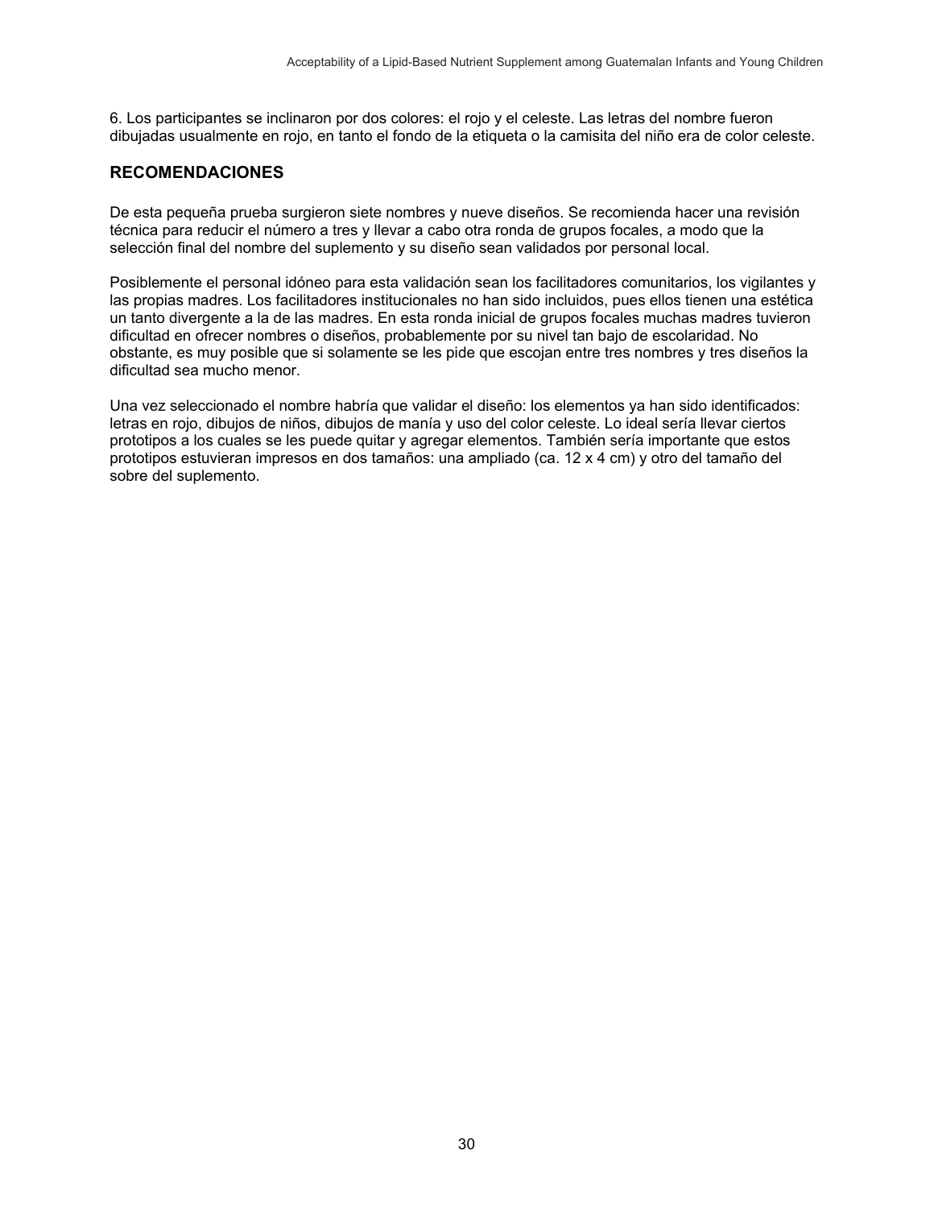6. Los participantes se inclinaron por dos colores: el rojo y el celeste. Las letras del nombre fueron dibujadas usualmente en rojo, en tanto el fondo de la etiqueta o la camisita del niño era de color celeste.

## RECOMENDACIONES

De esta pequeña prueba surgieron siete nombres y nueve diseños. Se recomienda hacer una revisión técnica para reducir el número a tres y llevar a cabo otra ronda de grupos focales, a modo que la selección final del nombre del suplemento y su diseño sean validados por personal local.

Posiblemente el personal idóneo para esta validación sean los facilitadores comunitarios, los vigilantes y las propias madres. Los facilitadores institucionales no han sido incluidos, pues ellos tienen una estética un tanto divergente a la de las madres. En esta ronda inicial de grupos focales muchas madres tuvieron dificultad en ofrecer nombres o diseños, probablemente por su nivel tan bajo de escolaridad. No obstante, es muy posible que si solamente se les pide que escojan entre tres nombres y tres diseños la dificultad sea mucho menor.

Una vez seleccionado el nombre habría que validar el diseño: los elementos ya han sido identificados: letras en rojo, dibujos de niños, dibujos de manía y uso del color celeste. Lo ideal sería llevar ciertos prototipos a los cuales se les puede quitar y agregar elementos. También sería importante que estos prototipos estuvieran impresos en dos tamaños: una ampliado (ca. 12 x 4 cm) y otro del tamaño del sobre del suplemento.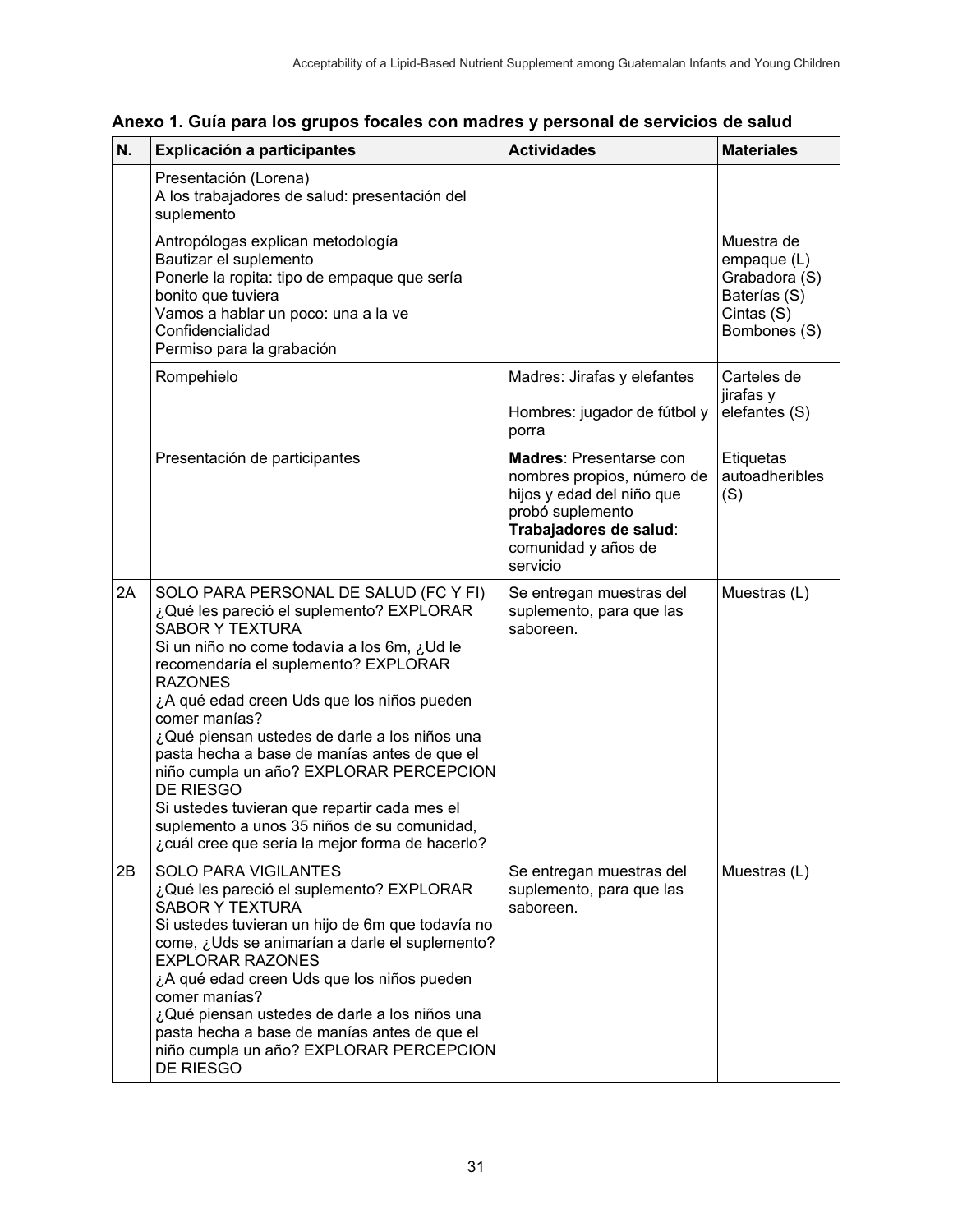## Anexo 1. Guía para los grupos focales con madres y personal de servicios de salud

| N. | Explicación a participantes | Actividades | Materiales |
|---|---|---|---|
| | Presentación (Lorena)<br>A los trabajadores de salud: presentación del suplemento | | |
| | Antropólogas explican metodología<br>Bautizar el suplemento<br>Ponerle la ropita: tipo de empaque que sería bonito que tuviera<br>Vamos a hablar un poco: una a la ve<br>Confidencialidad<br>Permiso para la grabación | | Muestra de empaque (L)<br>Grabadora (S)<br>Baterías (S)<br>Cintas (S)<br>Bombones (S) |
| | Rompehielo | Madres: Jirafas y elefantes<br><br>Hombres: jugador de fútbol y porra | Carteles de jirafas y elefantes (S) |
| | Presentación de participantes | **Madres**: Presentarse con nombres propios, número de hijos y edad del niño que probó suplemento<br>**Trabajadores de salud**: comunidad y años de servicio | Etiquetas autoadheribles (S) |
| 2A | SOLO PARA PERSONAL DE SALUD (FC Y FI)<br>¿Qué les pareció el suplemento? EXPLORAR SABOR Y TEXTURA<br>Si un niño no come todavía a los 6m, ¿Ud le recomendaría el suplemento? EXPLORAR RAZONES<br>¿A qué edad creen Uds que los niños pueden comer manías?<br>¿Qué piensan ustedes de darle a los niños una pasta hecha a base de manías antes de que el niño cumpla un año? EXPLORAR PERCEPCION DE RIESGO<br>Si ustedes tuvieran que repartir cada mes el suplemento a unos 35 niños de su comunidad, ¿cuál cree que sería la mejor forma de hacerlo? | Se entregan muestras del suplemento, para que las saboreen. | Muestras (L) |
| 2B | SOLO PARA VIGILANTES<br>¿Qué les pareció el suplemento? EXPLORAR SABOR Y TEXTURA<br>Si ustedes tuvieran un hijo de 6m que todavía no come, ¿Uds se animarían a darle el suplemento? EXPLORAR RAZONES<br>¿A qué edad creen Uds que los niños pueden comer manías?<br>¿Qué piensan ustedes de darle a los niños una pasta hecha a base de manías antes de que el niño cumpla un año? EXPLORAR PERCEPCION DE RIESGO | Se entregan muestras del suplemento, para que las saboreen. | Muestras (L) |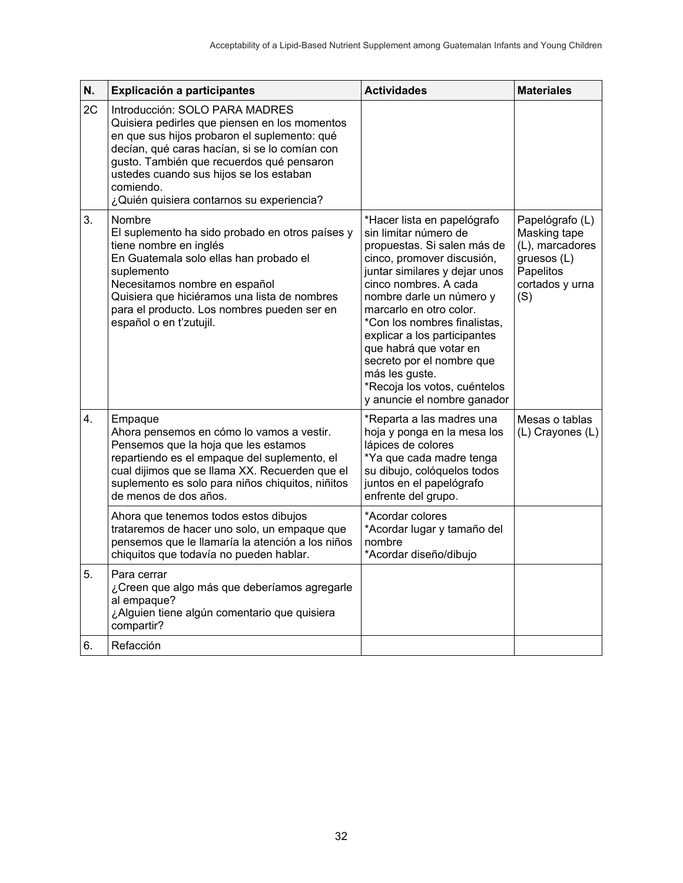| N. | Explicación a participantes | Actividades | Materiales |
|---|---|---|---|
| 2C | Introducción: SOLO PARA MADRES<br>Quisiera pedirles que piensen en los momentos en que sus hijos probaron el suplemento: qué decían, qué caras hacían, si se lo comían con gusto. También que recuerdos qué pensaron ustedes cuando sus hijos se los estaban comiendo.<br>¿Quién quisiera contarnos su experiencia? | | |
| 3. | Nombre<br>El suplemento ha sido probado en otros países y tiene nombre en inglés<br>En Guatemala solo ellas han probado el suplemento<br>Necesitamos nombre en español<br>Quisiera que hiciéramos una lista de nombres para el producto. Los nombres pueden ser en español o en t'zutujil. | *Hacer lista en papelógrafo sin limitar número de propuestas. Si salen más de cinco, promover discusión, juntar similares y dejar unos cinco nombres. A cada nombre darle un número y marcarlo en otro color.<br>*Con los nombres finalistas, explicar a los participantes que habrá que votar en secreto por el nombre que más les guste.<br>*Recoja los votos, cuéntelos y anuncie el nombre ganador | Papelógrafo (L) Masking tape (L), marcadores gruesos (L) Papelitos cortados y urna (S) |
| 4. | Empaque<br>Ahora pensemos en cómo lo vamos a vestir. Pensemos que la hoja que les estamos repartiendo es el empaque del suplemento, el cual dijimos que se llama XX. Recuerden que el suplemento es solo para niños chiquitos, niñitos de menos de dos años. | *Reparta a las madres una hoja y ponga en la mesa los lápices de colores<br>*Ya que cada madre tenga su dibujo, colóquelos todos juntos en el papelógrafo enfrente del grupo. | Mesas o tablas (L) Crayones (L) |
| | Ahora que tenemos todos estos dibujos trataremos de hacer uno solo, un empaque que pensemos que le llamaría la atención a los niños chiquitos que todavía no pueden hablar. | *Acordar colores<br>*Acordar lugar y tamaño del nombre<br>*Acordar diseño/dibujo | |
| 5. | Para cerrar<br>¿Creen que algo más que deberíamos agregarle al empaque?<br>¿Alguien tiene algún comentario que quisiera compartir? | | |
| 6. | Refacción | | |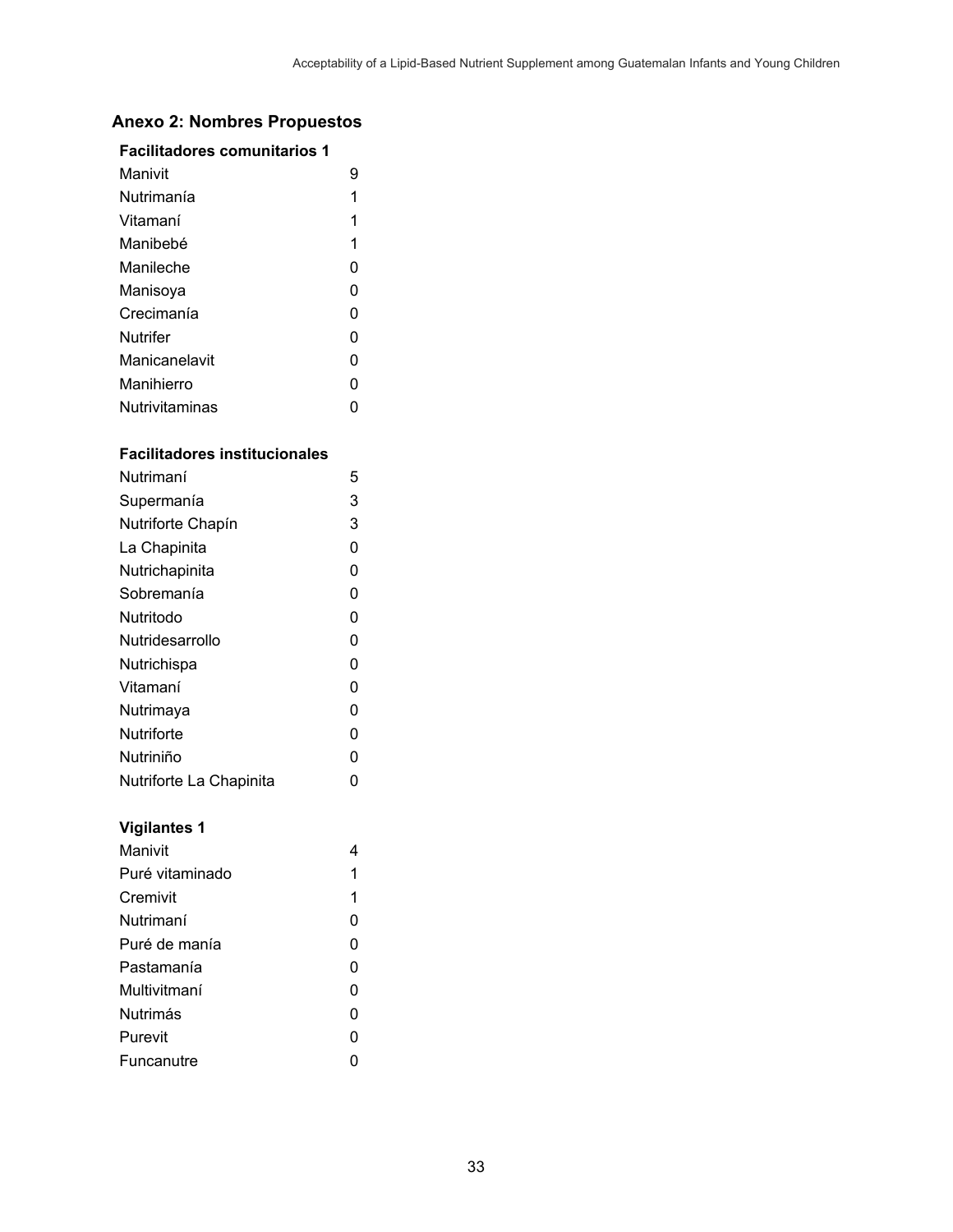## Anexo 2: Nombres Propuestos

**Facilitadores comunitarios 1**

| | |
|---|---|
| Manivit | 9 |
| Nutrimanía | 1 |
| Vitamaní | 1 |
| Manibebé | 1 |
| Manileche | 0 |
| Manisoya | 0 |
| Crecimanía | 0 |
| Nutrifer | 0 |
| Manicanelavit | 0 |
| Manihierro | 0 |
| Nutrivitaminas | 0 |

**Facilitadores institucionales**

| | |
|---|---|
| Nutrimaní | 5 |
| Supermanía | 3 |
| Nutriforte Chapín | 3 |
| La Chapinita | 0 |
| Nutrichapinita | 0 |
| Sobremanía | 0 |
| Nutritodo | 0 |
| Nutridesarrollo | 0 |
| Nutrichispa | 0 |
| Vitamaní | 0 |
| Nutrimaya | 0 |
| Nutriforte | 0 |
| Nutriniño | 0 |
| Nutriforte La Chapinita | 0 |

**Vigilantes 1**

| | |
|---|---|
| Manivit | 4 |
| Puré vitaminado | 1 |
| Cremivit | 1 |
| Nutrimaní | 0 |
| Puré de manía | 0 |
| Pastamanía | 0 |
| Multivitmaní | 0 |
| Nutrimás | 0 |
| Purevit | 0 |
| Funcanutre | 0 |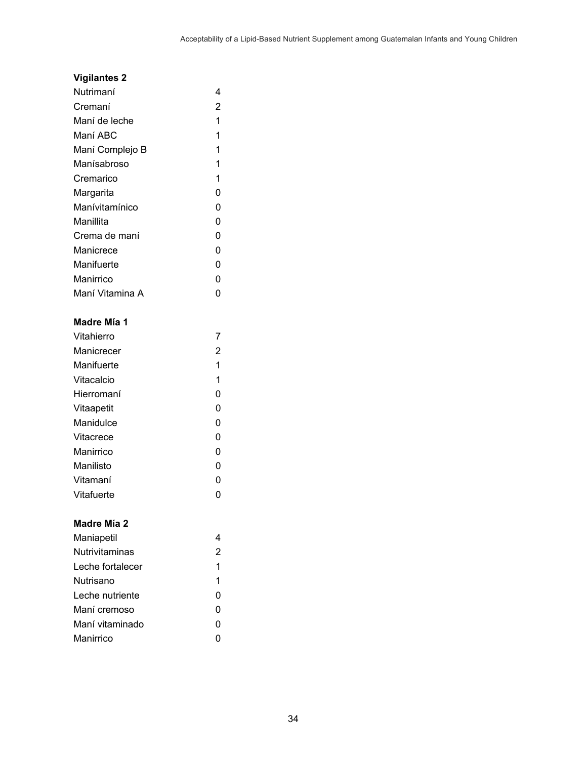**Vigilantes 2**

| | |
|---|---|
| Nutrimaní | 4 |
| Cremaní | 2 |
| Maní de leche | 1 |
| Maní ABC | 1 |
| Maní Complejo B | 1 |
| Manísabroso | 1 |
| Cremarico | 1 |
| Margarita | 0 |
| Manívitamínico | 0 |
| Manillita | 0 |
| Crema de maní | 0 |
| Manicrece | 0 |
| Manifuerte | 0 |
| Manirrico | 0 |
| Maní Vitamina A | 0 |

**Madre Mía 1**

| | |
|---|---|
| Vitahierro | 7 |
| Manicrecer | 2 |
| Manifuerte | 1 |
| Vitacalcio | 1 |
| Hierromaní | 0 |
| Vitaapetit | 0 |
| Manidulce | 0 |
| Vitacrece | 0 |
| Manirrico | 0 |
| Manilisto | 0 |
| Vitamaní | 0 |
| Vitafuerte | 0 |

**Madre Mía 2**

| | |
|---|---|
| Maniapetil | 4 |
| Nutrivitaminas | 2 |
| Leche fortalecer | 1 |
| Nutrisano | 1 |
| Leche nutriente | 0 |
| Maní cremoso | 0 |
| Maní vitaminado | 0 |
| Manirrico | 0 |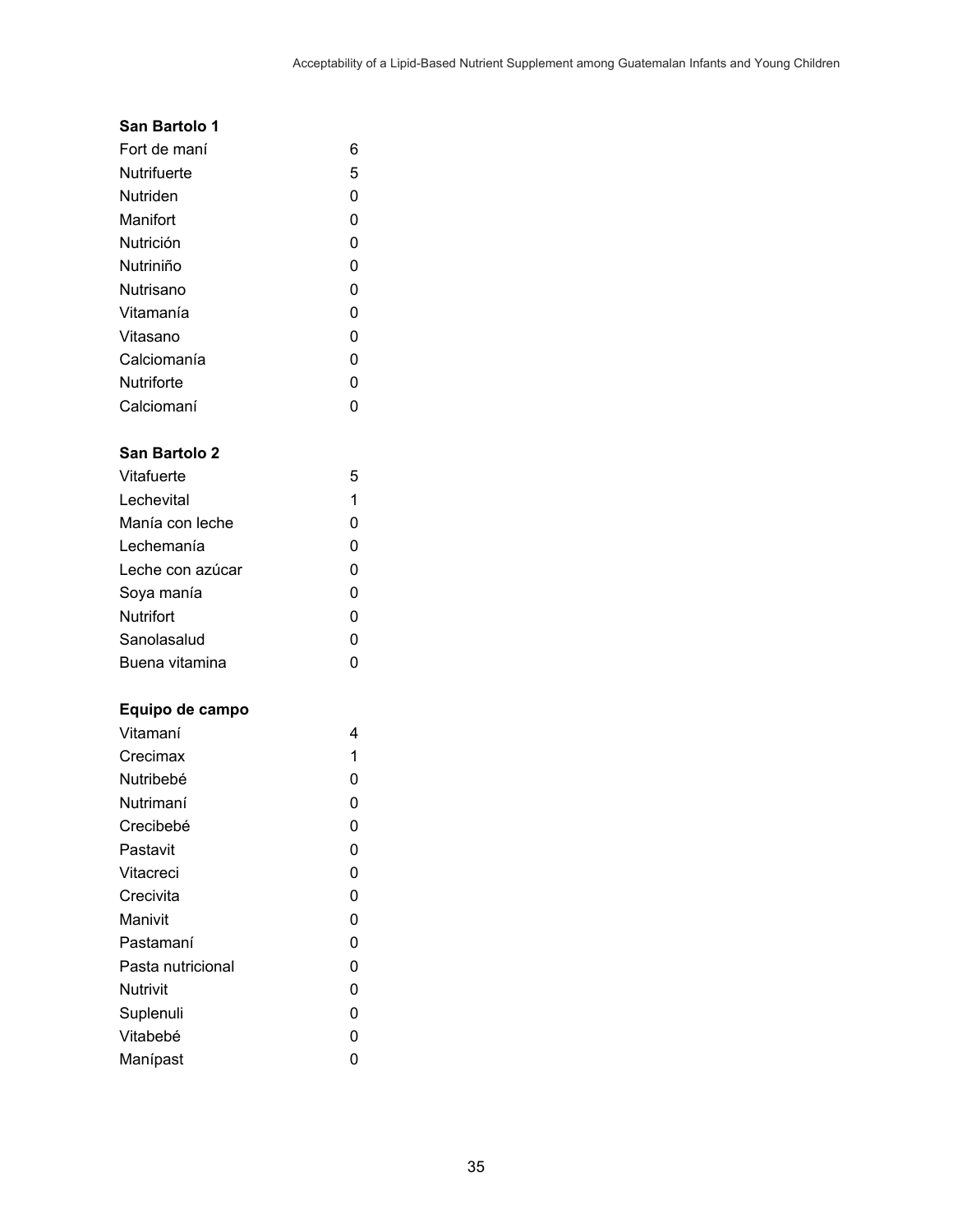**San Bartolo 1**

| | |
|---|---|
| Fort de maní | 6 |
| Nutrifuerte | 5 |
| Nutriden | 0 |
| Manifort | 0 |
| Nutrición | 0 |
| Nutriniño | 0 |
| Nutrisano | 0 |
| Vitamanía | 0 |
| Vitasano | 0 |
| Calciomanía | 0 |
| Nutriforte | 0 |
| Calciomaní | 0 |

**San Bartolo 2**

| | |
|---|---|
| Vitafuerte | 5 |
| Lechevital | 1 |
| Manía con leche | 0 |
| Lechemanía | 0 |
| Leche con azúcar | 0 |
| Soya manía | 0 |
| Nutrifort | 0 |
| Sanolasalud | 0 |
| Buena vitamina | 0 |

**Equipo de campo**

| | |
|---|---|
| Vitamaní | 4 |
| Crecimax | 1 |
| Nutribebé | 0 |
| Nutrimaní | 0 |
| Crecibebé | 0 |
| Pastavit | 0 |
| Vitacreci | 0 |
| Crecivita | 0 |
| Manivit | 0 |
| Pastamaní | 0 |
| Pasta nutricional | 0 |
| Nutrivit | 0 |
| Suplenuli | 0 |
| Vitabebé | 0 |
| Manípast | 0 |